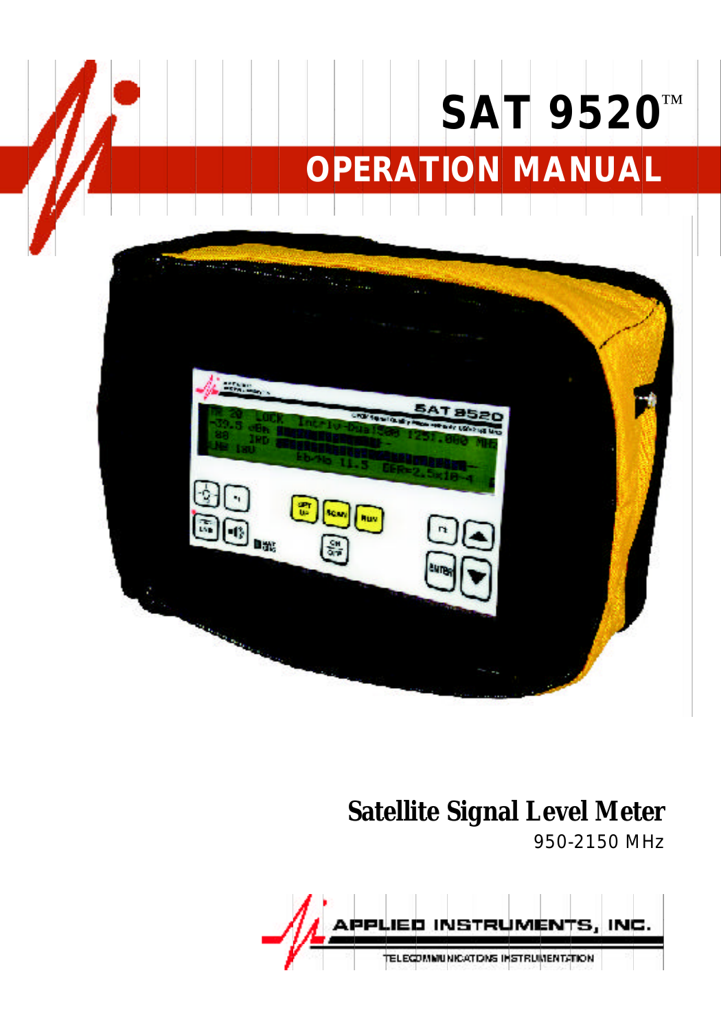# SAT 9520™

## OPERATION MANUAL

**Satellite Signal Level Meter**

950-2150 MHz

APPLIED INSTRUMENTS, INC.

TELECOMMUNICATIONS INSTRUMENTATION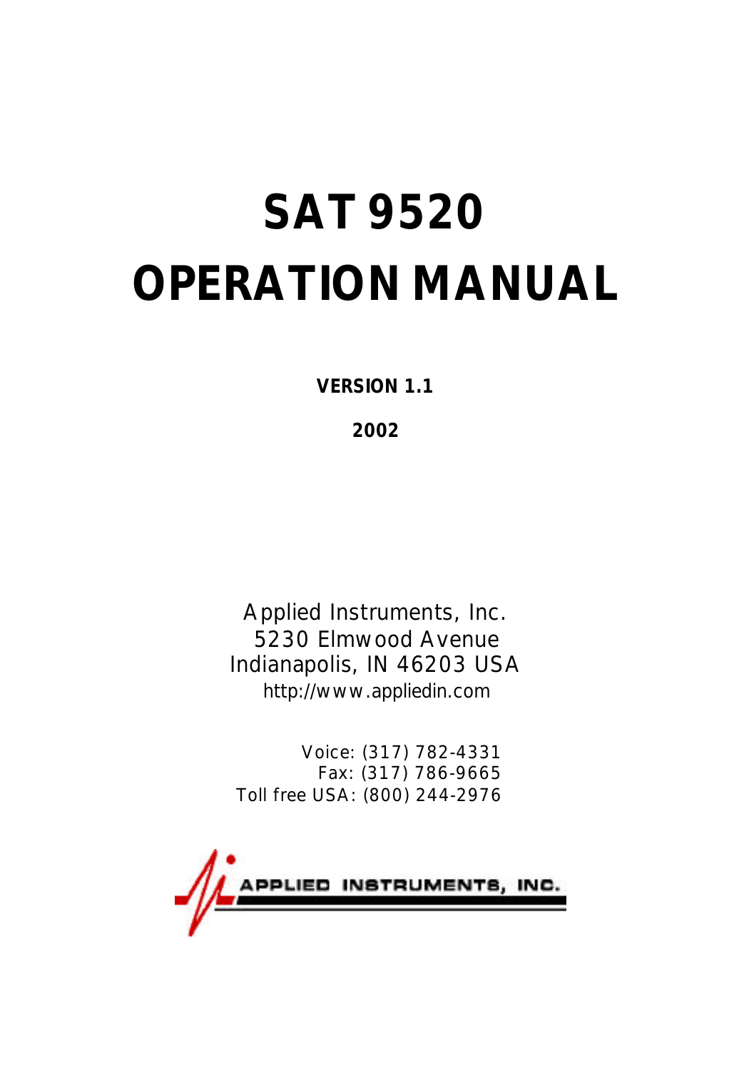# SAT 9520 OPERATION MANUAL

**VERSION 1.1**

**2002**

Applied Instruments, Inc.
5230 Elmwood Avenue
Indianapolis, IN 46203 USA
http://www.appliedin.com

Voice: (317) 782-4331
Fax: (317) 786-9665
Toll free USA: (800) 244-2976

APPLIED INSTRUMENTS, INC.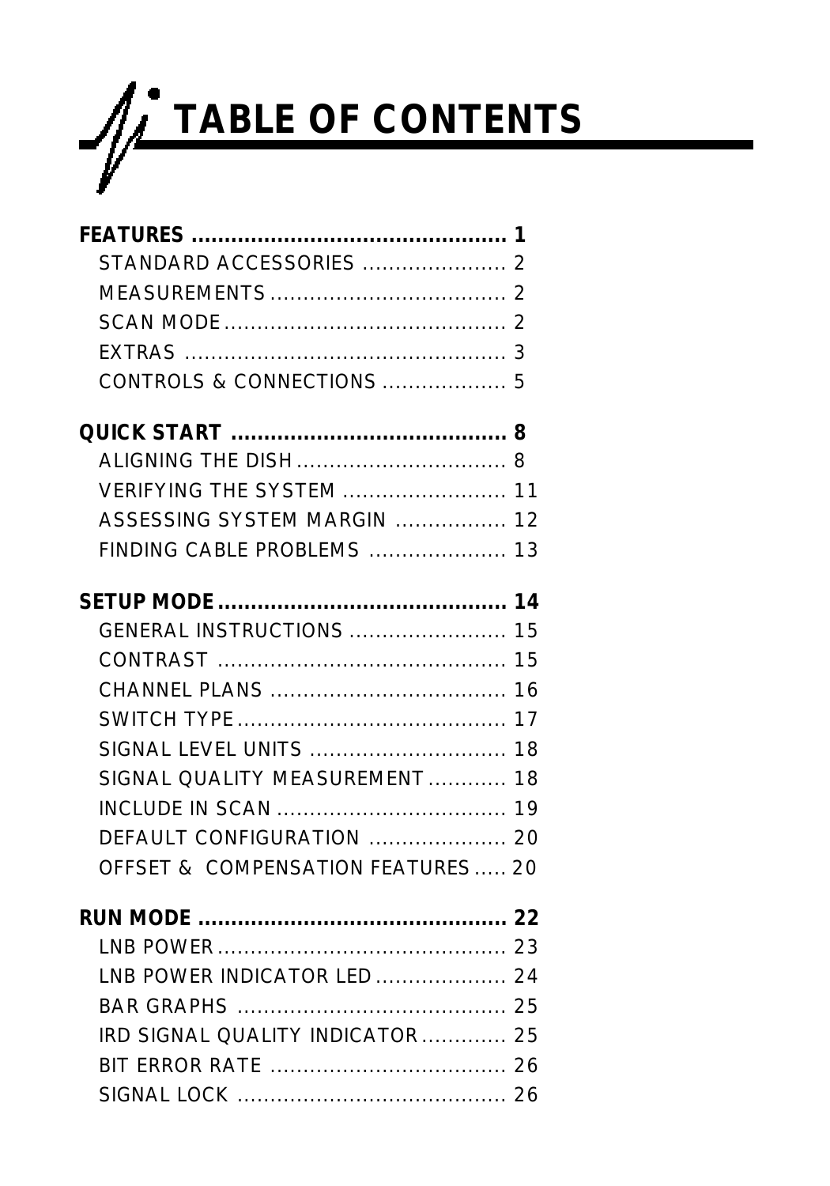# TABLE OF CONTENTS

**FEATURES .............................................. 1**
- STANDARD ACCESSORIES ..................... 2
- MEASUREMENTS .................................. 2
- SCAN MODE .......................................... 2
- EXTRAS ................................................ 3
- CONTROLS & CONNECTIONS .................. 5

**QUICK START ......................................... 8**
- ALIGNING THE DISH ............................... 8
- VERIFYING THE SYSTEM ....................... 11
- ASSESSING SYSTEM MARGIN ................ 12
- FINDING CABLE PROBLEMS .................... 13

**SETUP MODE .......................................... 14**
- GENERAL INSTRUCTIONS ...................... 15
- CONTRAST .......................................... 15
- CHANNEL PLANS .................................. 16
- SWITCH TYPE ........................................ 17
- SIGNAL LEVEL UNITS ............................ 18
- SIGNAL QUALITY MEASUREMENT ........... 18
- INCLUDE IN SCAN ................................. 19
- DEFAULT CONFIGURATION .................... 20
- OFFSET & COMPENSATION FEATURES ..... 20

**RUN MODE .............................................. 22**
- LNB POWER ........................................... 23
- LNB POWER INDICATOR LED ................... 24
- BAR GRAPHS ......................................... 25
- IRD SIGNAL QUALITY INDICATOR ............ 25
- BIT ERROR RATE ................................... 26
- SIGNAL LOCK ......................................... 26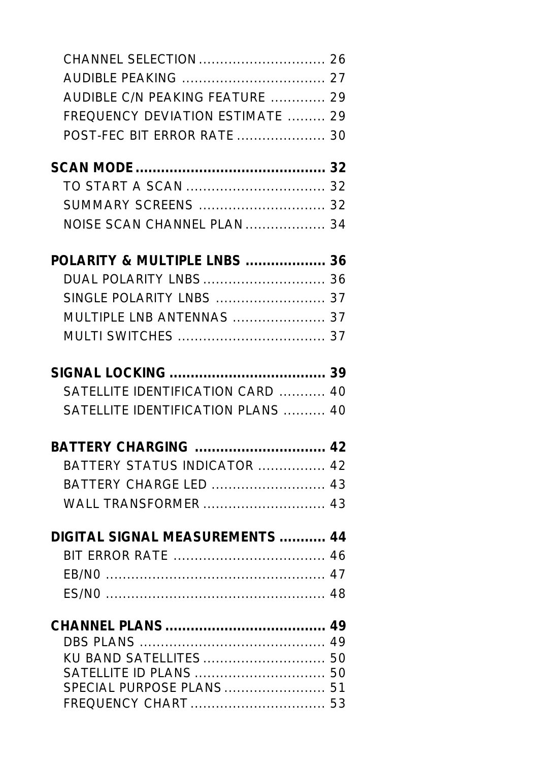CHANNEL SELECTION ............................. 26
AUDIBLE PEAKING ................................. 27
AUDIBLE C/N PEAKING FEATURE ............ 29
FREQUENCY DEVIATION ESTIMATE ......... 29
POST-FEC BIT ERROR RATE .................... 30

**SCAN MODE ............................................ 32**
TO START A SCAN ................................ 32
SUMMARY SCREENS ............................. 32
NOISE SCAN CHANNEL PLAN .................. 34

**POLARITY & MULTIPLE LNBS .................. 36**
DUAL POLARITY LNBS ............................ 36
SINGLE POLARITY LNBS ......................... 37
MULTIPLE LNB ANTENNAS ..................... 37
MULTI SWITCHES .................................. 37

**SIGNAL LOCKING ..................................... 39**
SATELLITE IDENTIFICATION CARD .......... 40
SATELLITE IDENTIFICATION PLANS ......... 40

**BATTERY CHARGING ............................... 42**
BATTERY STATUS INDICATOR ............... 42
BATTERY CHARGE LED .......................... 43
WALL TRANSFORMER ............................ 43

**DIGITAL SIGNAL MEASUREMENTS ........... 44**
BIT ERROR RATE ................................... 46
EB/N0 ................................................... 47
ES/N0 ................................................... 48

**CHANNEL PLANS ...................................... 49**
DBS PLANS ........................................... 49
KU BAND SATELLITES ............................ 50
SATELLITE ID PLANS .............................. 50
SPECIAL PURPOSE PLANS ....................... 51
FREQUENCY CHART ................................ 53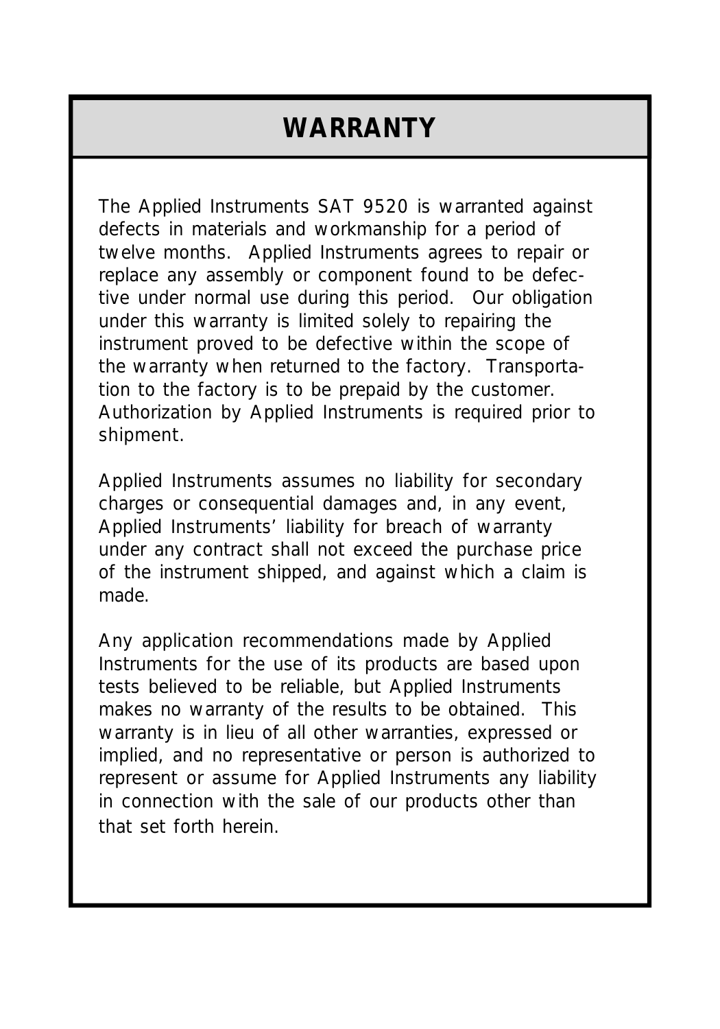# WARRANTY

The Applied Instruments SAT 9520 is warranted against defects in materials and workmanship for a period of twelve months. Applied Instruments agrees to repair or replace any assembly or component found to be defective under normal use during this period. Our obligation under this warranty is limited solely to repairing the instrument proved to be defective within the scope of the warranty when returned to the factory. Transportation to the factory is to be prepaid by the customer. Authorization by Applied Instruments is required prior to shipment.

Applied Instruments assumes no liability for secondary charges or consequential damages and, in any event, Applied Instruments' liability for breach of warranty under any contract shall not exceed the purchase price of the instrument shipped, and against which a claim is made.

Any application recommendations made by Applied Instruments for the use of its products are based upon tests believed to be reliable, but Applied Instruments makes no warranty of the results to be obtained. This warranty is in lieu of all other warranties, expressed or implied, and no representative or person is authorized to represent or assume for Applied Instruments any liability in connection with the sale of our products other than that set forth herein.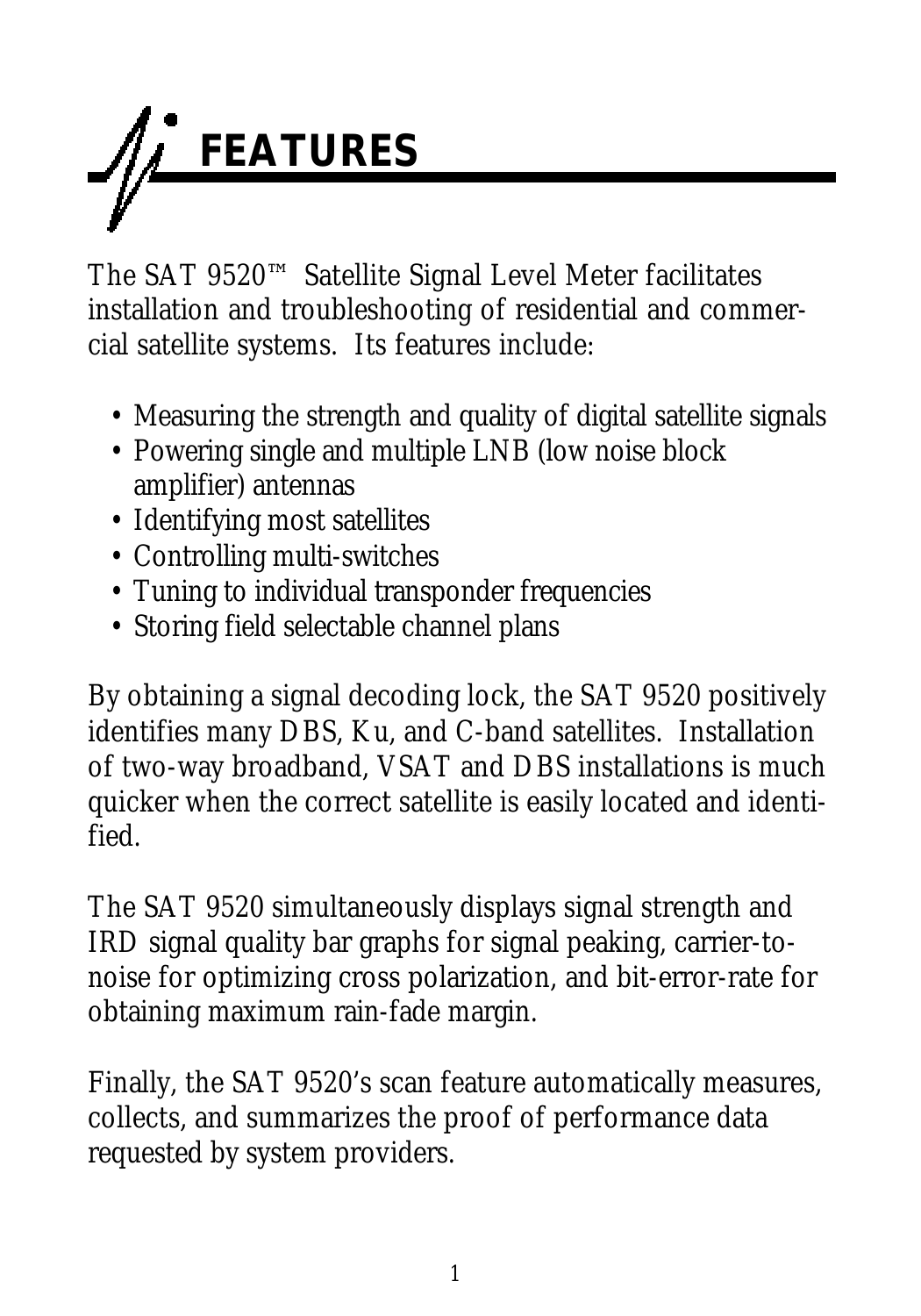# FEATURES

The SAT 9520™ Satellite Signal Level Meter facilitates installation and troubleshooting of residential and commercial satellite systems. Its features include:

- Measuring the strength and quality of digital satellite signals
- Powering single and multiple LNB (low noise block amplifier) antennas
- Identifying most satellites
- Controlling multi-switches
- Tuning to individual transponder frequencies
- Storing field selectable channel plans

By obtaining a signal decoding lock, the SAT 9520 positively identifies many DBS, Ku, and C-band satellites. Installation of two-way broadband, VSAT and DBS installations is much quicker when the correct satellite is easily located and identified.

The SAT 9520 simultaneously displays signal strength and IRD signal quality bar graphs for signal peaking, carrier-to-noise for optimizing cross polarization, and bit-error-rate for obtaining maximum rain-fade margin.

Finally, the SAT 9520's scan feature automatically measures, collects, and summarizes the proof of performance data requested by system providers.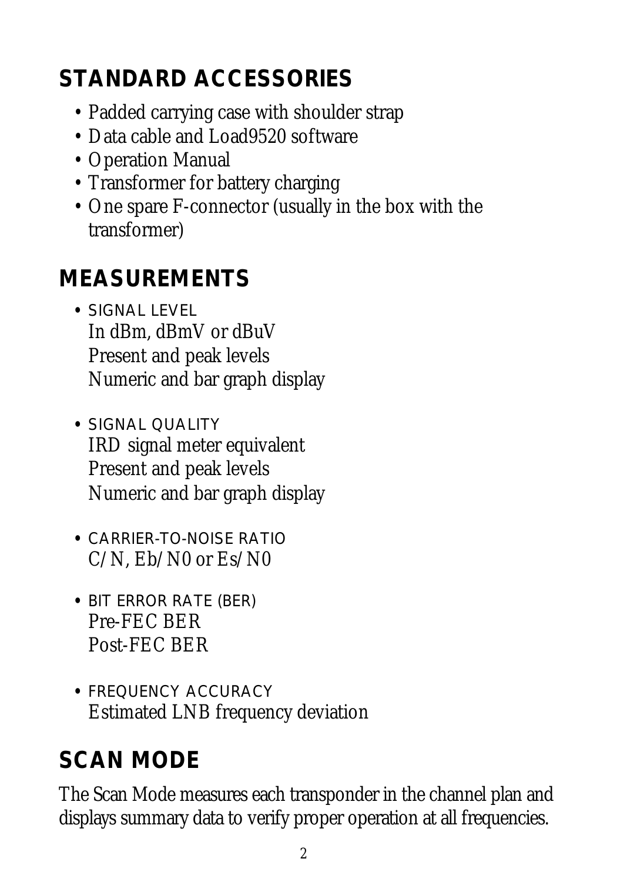## STANDARD ACCESSORIES

- Padded carrying case with shoulder strap
- Data cable and Load9520 software
- Operation Manual
- Transformer for battery charging
- One spare F-connector (usually in the box with the transformer)

## MEASUREMENTS

- SIGNAL LEVEL
  In dBm, dBmV or dBuV
  Present and peak levels
  Numeric and bar graph display

- SIGNAL QUALITY
  IRD signal meter equivalent
  Present and peak levels
  Numeric and bar graph display

- CARRIER-TO-NOISE RATIO
  C/N, Eb/N0 or Es/N0

- BIT ERROR RATE (BER)
  Pre-FEC BER
  Post-FEC BER

- FREQUENCY ACCURACY
  Estimated LNB frequency deviation

## SCAN MODE

The Scan Mode measures each transponder in the channel plan and displays summary data to verify proper operation at all frequencies.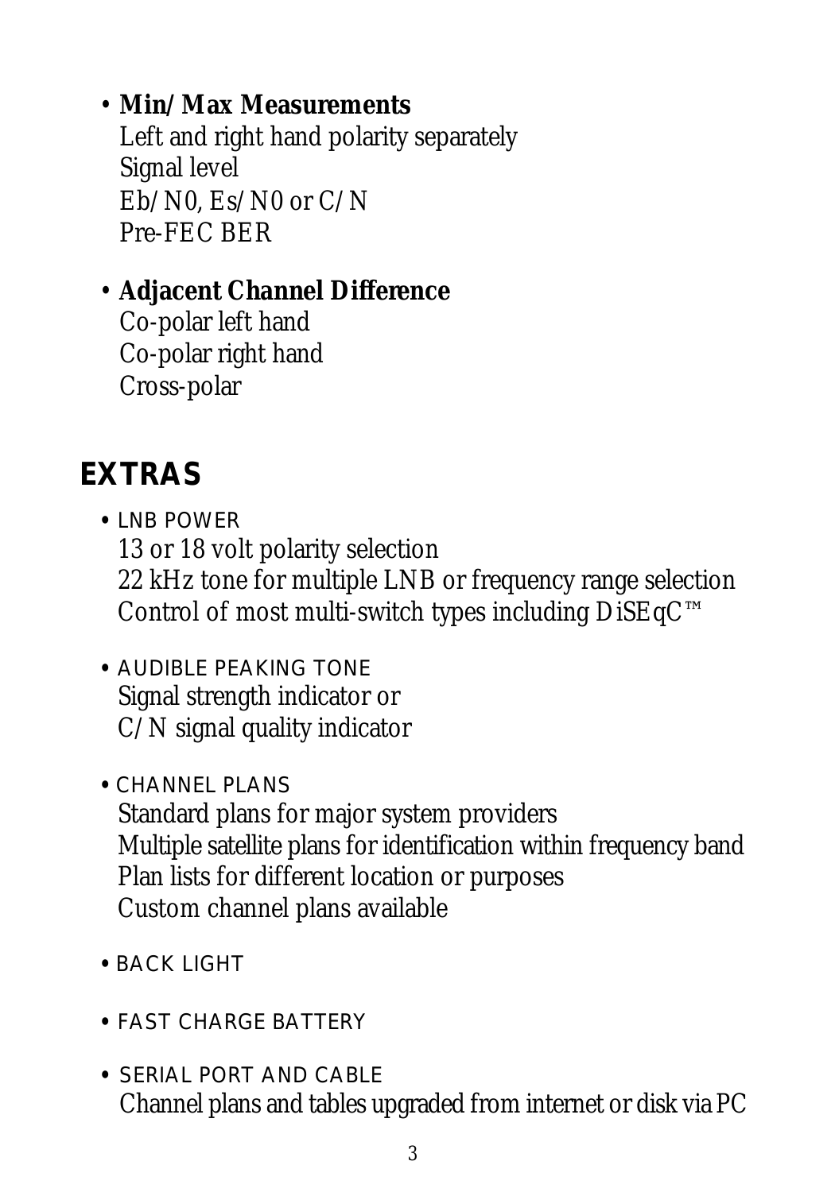- **Min/Max Measurements**
  Left and right hand polarity separately
  Signal level
  Eb/N0, Es/N0 or C/N
  Pre-FEC BER

- **Adjacent Channel Difference**
  Co-polar left hand
  Co-polar right hand
  Cross-polar

## EXTRAS

- LNB POWER
  13 or 18 volt polarity selection
  22 kHz tone for multiple LNB or frequency range selection
  Control of most multi-switch types including DiSEqC™

- AUDIBLE PEAKING TONE
  Signal strength indicator or
  C/N signal quality indicator

- CHANNEL PLANS
  Standard plans for major system providers
  Multiple satellite plans for identification within frequency band
  Plan lists for different location or purposes
  Custom channel plans available

- BACK LIGHT

- FAST CHARGE BATTERY

- SERIAL PORT AND CABLE
  Channel plans and tables upgraded from internet or disk via PC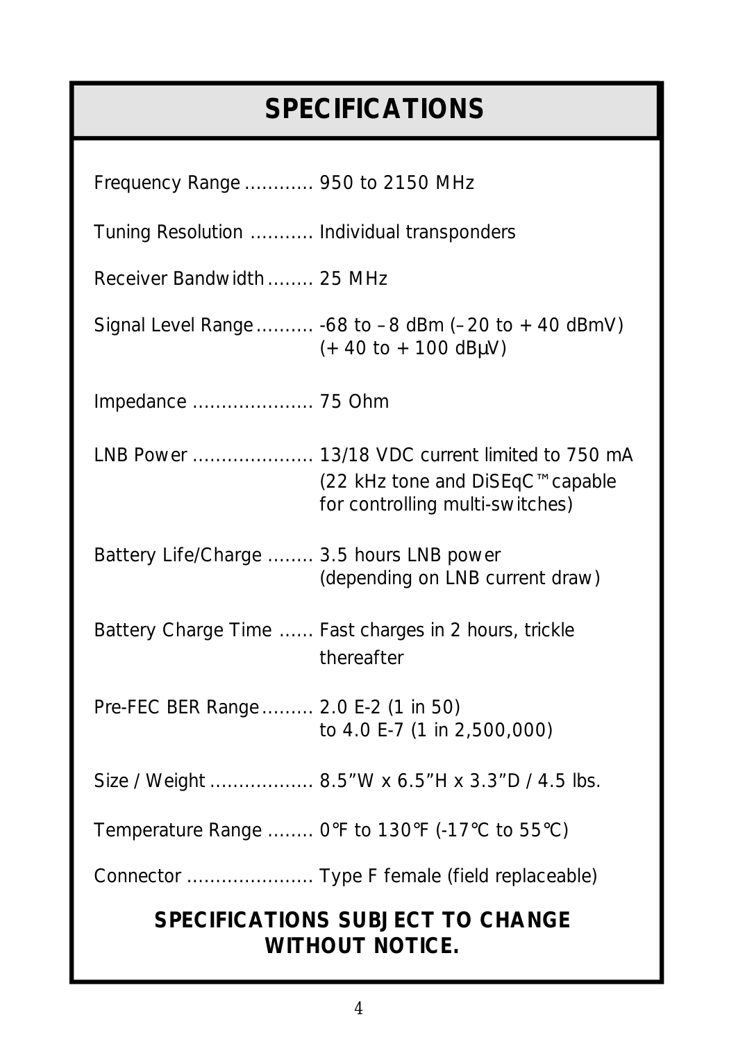# SPECIFICATIONS

Frequency Range ............ 950 to 2150 MHz

Tuning Resolution ........... Individual transponders

Receiver Bandwidth ........ 25 MHz

Signal Level Range .......... -68 to –8 dBm (–20 to +40 dBmV) (+40 to +100 dBμV)

Impedance ..................... 75 Ohm

LNB Power ..................... 13/18 VDC current limited to 750 mA (22 kHz tone and DiSEqC™ capable for controlling multi-switches)

Battery Life/Charge ........ 3.5 hours LNB power (depending on LNB current draw)

Battery Charge Time ...... Fast charges in 2 hours, trickle thereafter

Pre-FEC BER Range ......... 2.0 E-2 (1 in 50) to 4.0 E-7 (1 in 2,500,000)

Size / Weight .................. 8.5”W x 6.5”H x 3.3”D / 4.5 lbs.

Temperature Range ........ 0°F to 130°F (-17°C to 55°C)

Connector ...................... Type F female (field replaceable)

**SPECIFICATIONS SUBJECT TO CHANGE WITHOUT NOTICE.**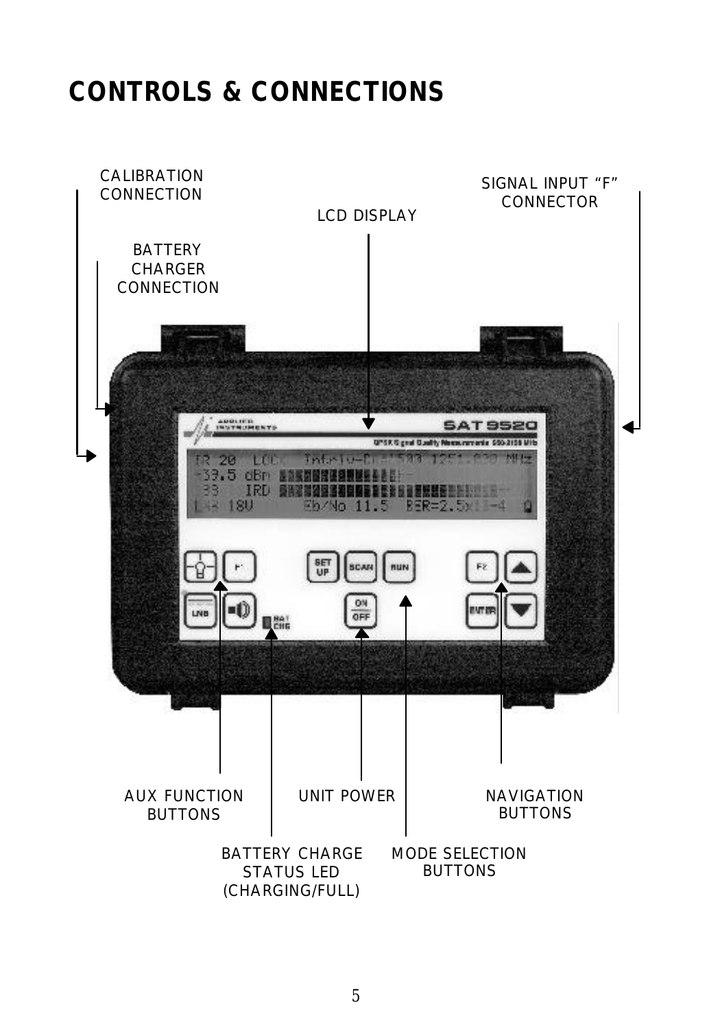# CONTROLS & CONNECTIONS

CALIBRATION CONNECTION

BATTERY CHARGER CONNECTION

LCD DISPLAY

SIGNAL INPUT "F" CONNECTOR

AUX FUNCTION BUTTONS

UNIT POWER

NAVIGATION BUTTONS

BATTERY CHARGE STATUS LED (CHARGING/FULL)

MODE SELECTION BUTTONS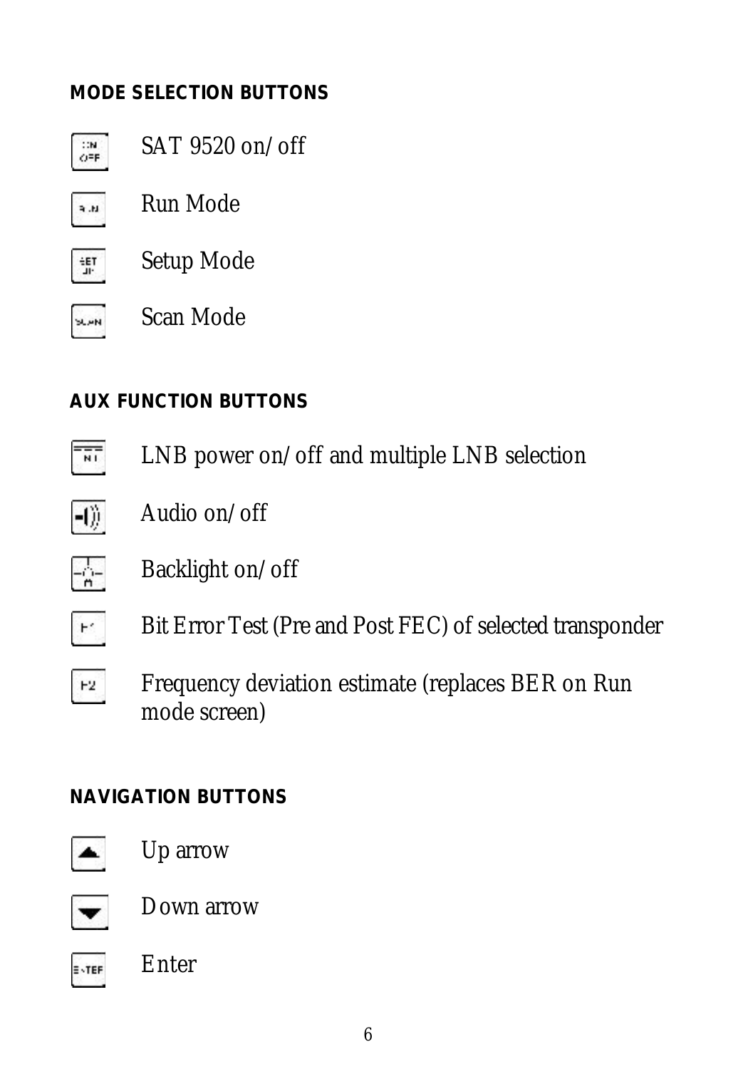## MODE SELECTION BUTTONS

- ON/OFF — SAT 9520 on/off
- RUN — Run Mode
- SET UP — Setup Mode
- SCAN — Scan Mode

## AUX FUNCTION BUTTONS

- ANT — LNB power on/off and multiple LNB selection
- Audio — Audio on/off
- Backlight — Backlight on/off
- F1 — Bit Error Test (Pre and Post FEC) of selected transponder
- F2 — Frequency deviation estimate (replaces BER on Run mode screen)

## NAVIGATION BUTTONS

- ▲ — Up arrow
- ▼ — Down arrow
- ENTER — Enter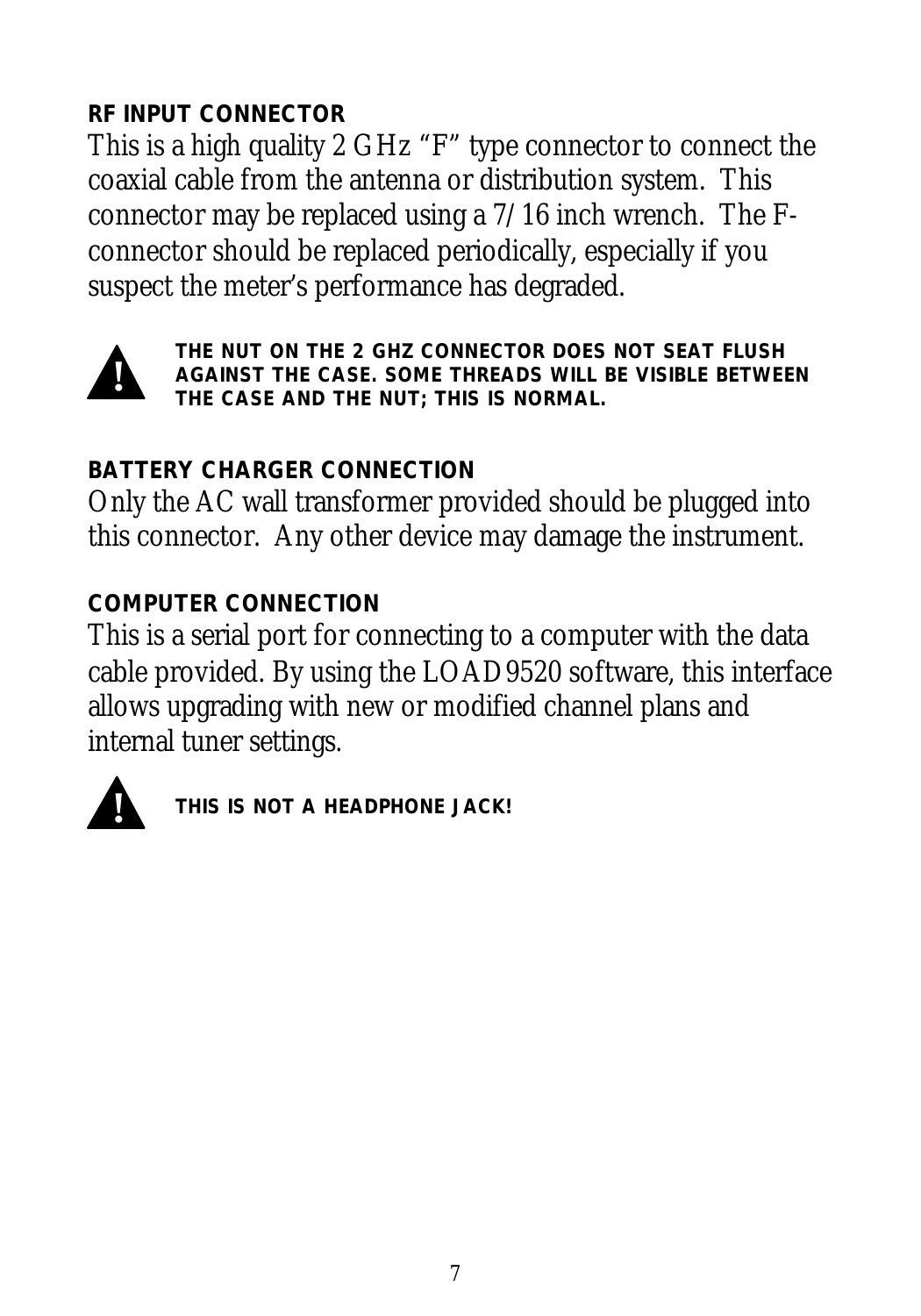## RF INPUT CONNECTOR

This is a high quality 2 GHz “F” type connector to connect the coaxial cable from the antenna or distribution system. This connector may be replaced using a 7/16 inch wrench. The F-connector should be replaced periodically, especially if you suspect the meter’s performance has degraded.

**! THE NUT ON THE 2 GHZ CONNECTOR DOES NOT SEAT FLUSH AGAINST THE CASE. SOME THREADS WILL BE VISIBLE BETWEEN THE CASE AND THE NUT; THIS IS NORMAL.**

## BATTERY CHARGER CONNECTION

Only the AC wall transformer provided should be plugged into this connector. Any other device may damage the instrument.

## COMPUTER CONNECTION

This is a serial port for connecting to a computer with the data cable provided. By using the LOAD9520 software, this interface allows upgrading with new or modified channel plans and internal tuner settings.

**! THIS IS NOT A HEADPHONE JACK!**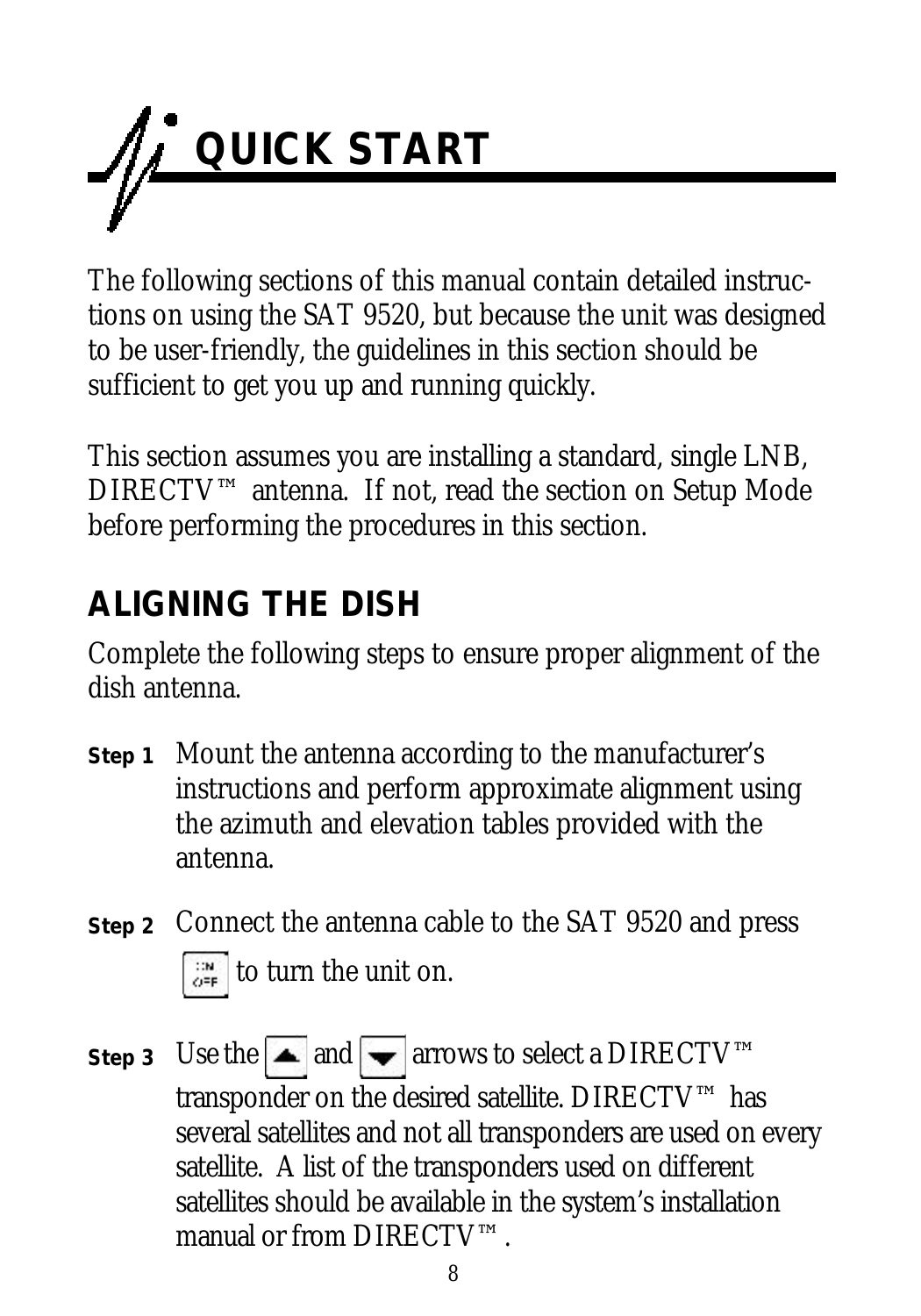# QUICK START

The following sections of this manual contain detailed instructions on using the SAT 9520, but because the unit was designed to be user-friendly, the guidelines in this section should be sufficient to get you up and running quickly.

This section assumes you are installing a standard, single LNB, DIRECTV™ antenna. If not, read the section on Setup Mode before performing the procedures in this section.

## ALIGNING THE DISH

Complete the following steps to ensure proper alignment of the dish antenna.

**Step 1** Mount the antenna according to the manufacturer's instructions and perform approximate alignment using the azimuth and elevation tables provided with the antenna.

**Step 2** Connect the antenna cable to the SAT 9520 and press ON/OFF to turn the unit on.

**Step 3** Use the ▲ and ▼ arrows to select a DIRECTV™ transponder on the desired satellite. DIRECTV™ has several satellites and not all transponders are used on every satellite. A list of the transponders used on different satellites should be available in the system's installation manual or from DIRECTV™.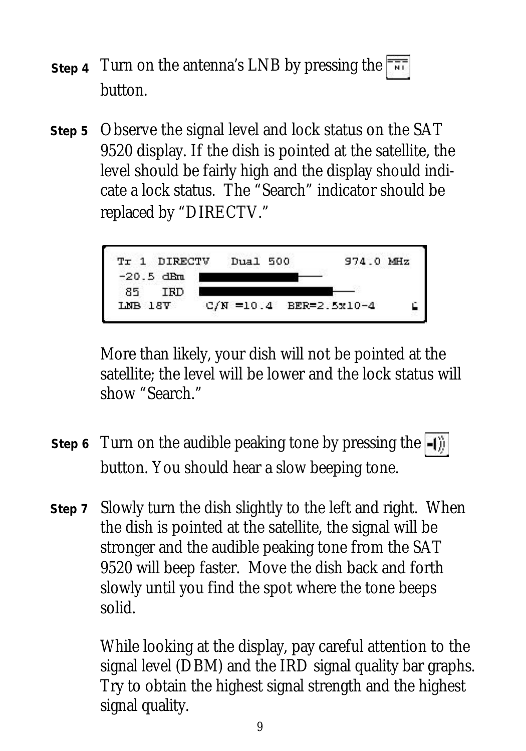**Step 4** Turn on the antenna's LNB by pressing the [LNB] button.

**Step 5** Observe the signal level and lock status on the SAT 9520 display. If the dish is pointed at the satellite, the level should be fairly high and the display should indicate a lock status. The "Search" indicator should be replaced by "DIRECTV."

```
Tr 1  DIRECTV   Dual 500        974.0 MHz
-20.5 dBm
 85   IRD
LNB 18V     C/N =10.4  BER=2.5x10-4
```

More than likely, your dish will not be pointed at the satellite; the level will be lower and the lock status will show "Search."

**Step 6** Turn on the audible peaking tone by pressing the [tone] button. You should hear a slow beeping tone.

**Step 7** Slowly turn the dish slightly to the left and right. When the dish is pointed at the satellite, the signal will be stronger and the audible peaking tone from the SAT 9520 will beep faster. Move the dish back and forth slowly until you find the spot where the tone beeps solid.

While looking at the display, pay careful attention to the signal level (DBM) and the IRD signal quality bar graphs. Try to obtain the highest signal strength and the highest signal quality.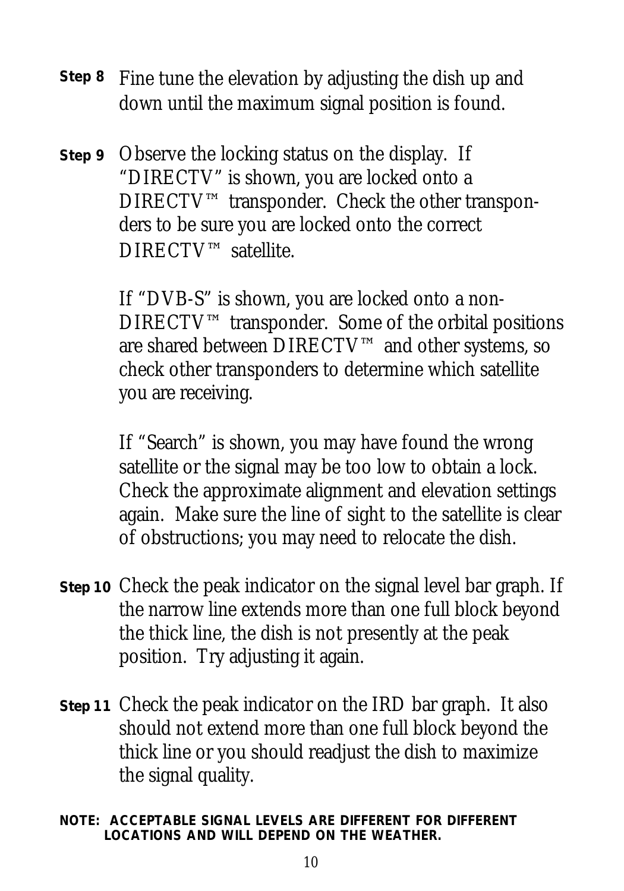**Step 8** Fine tune the elevation by adjusting the dish up and down until the maximum signal position is found.

**Step 9** Observe the locking status on the display. If “DIRECTV” is shown, you are locked onto a DIRECTV™ transponder. Check the other transponders to be sure you are locked onto the correct DIRECTV™ satellite.

If “DVB-S” is shown, you are locked onto a non-DIRECTV™ transponder. Some of the orbital positions are shared between DIRECTV™ and other systems, so check other transponders to determine which satellite you are receiving.

If “Search” is shown, you may have found the wrong satellite or the signal may be too low to obtain a lock. Check the approximate alignment and elevation settings again. Make sure the line of sight to the satellite is clear of obstructions; you may need to relocate the dish.

**Step 10** Check the peak indicator on the signal level bar graph. If the narrow line extends more than one full block beyond the thick line, the dish is not presently at the peak position. Try adjusting it again.

**Step 11** Check the peak indicator on the IRD bar graph. It also should not extend more than one full block beyond the thick line or you should readjust the dish to maximize the signal quality.

**NOTE: ACCEPTABLE SIGNAL LEVELS ARE DIFFERENT FOR DIFFERENT LOCATIONS AND WILL DEPEND ON THE WEATHER.**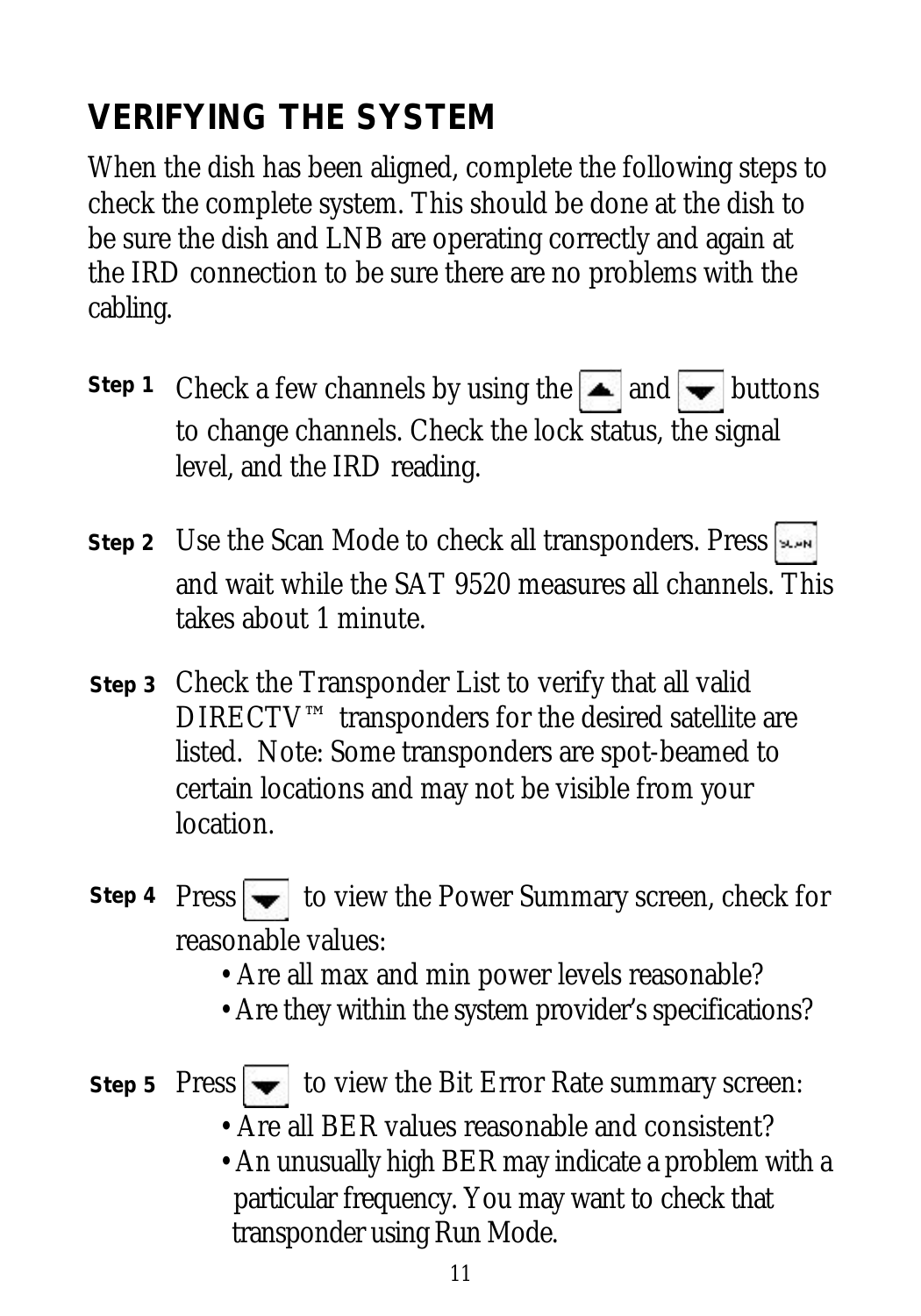## VERIFYING THE SYSTEM

When the dish has been aligned, complete the following steps to check the complete system. This should be done at the dish to be sure the dish and LNB are operating correctly and again at the IRD connection to be sure there are no problems with the cabling.

**Step 1** Check a few channels by using the ▲ and ▼ buttons to change channels. Check the lock status, the signal level, and the IRD reading.

**Step 2** Use the Scan Mode to check all transponders. Press SCAN and wait while the SAT 9520 measures all channels. This takes about 1 minute.

**Step 3** Check the Transponder List to verify that all valid DIRECTV™ transponders for the desired satellite are listed. Note: Some transponders are spot-beamed to certain locations and may not be visible from your location.

**Step 4** Press ▼ to view the Power Summary screen, check for reasonable values:

- Are all max and min power levels reasonable?
- Are they within the system provider's specifications?

**Step 5** Press ▼ to view the Bit Error Rate summary screen:

- Are all BER values reasonable and consistent?
- An unusually high BER may indicate a problem with a particular frequency. You may want to check that transponder using Run Mode.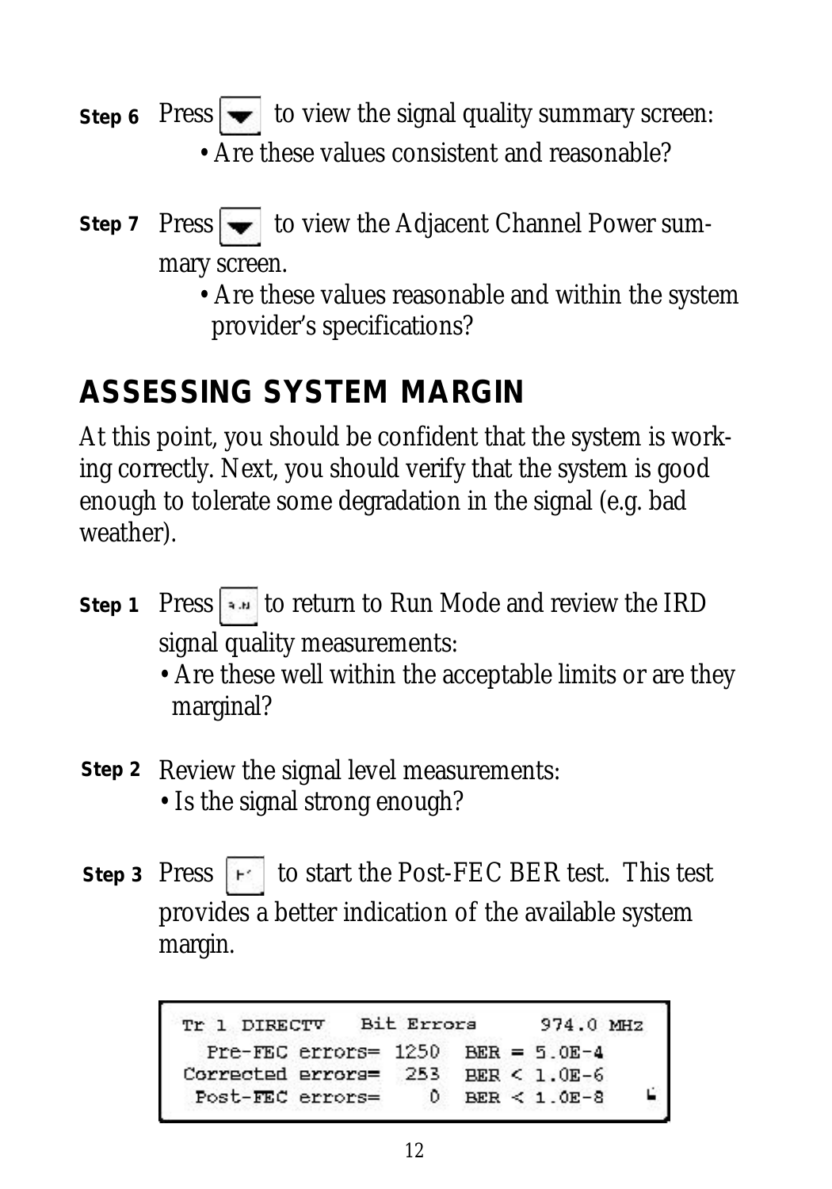**Step 6** Press [▼] to view the signal quality summary screen:

- Are these values consistent and reasonable?

**Step 7** Press [▼] to view the Adjacent Channel Power summary screen.

- Are these values reasonable and within the system provider's specifications?

## ASSESSING SYSTEM MARGIN

At this point, you should be confident that the system is working correctly. Next, you should verify that the system is good enough to tolerate some degradation in the signal (e.g. bad weather).

**Step 1** Press [RUN] to return to Run Mode and review the IRD signal quality measurements:

- Are these well within the acceptable limits or are they marginal?

**Step 2** Review the signal level measurements:

- Is the signal strong enough?

**Step 3** Press [F] to start the Post-FEC BER test. This test provides a better indication of the available system margin.

```
Tr 1 DIRECTV   Bit Errors      974.0 MHz
  Pre-FEC errors= 1250  BER = 5.0E-4
Corrected errors=  253  BER < 1.0E-6
 Post-FEC errors=    0  BER < 1.0E-8
```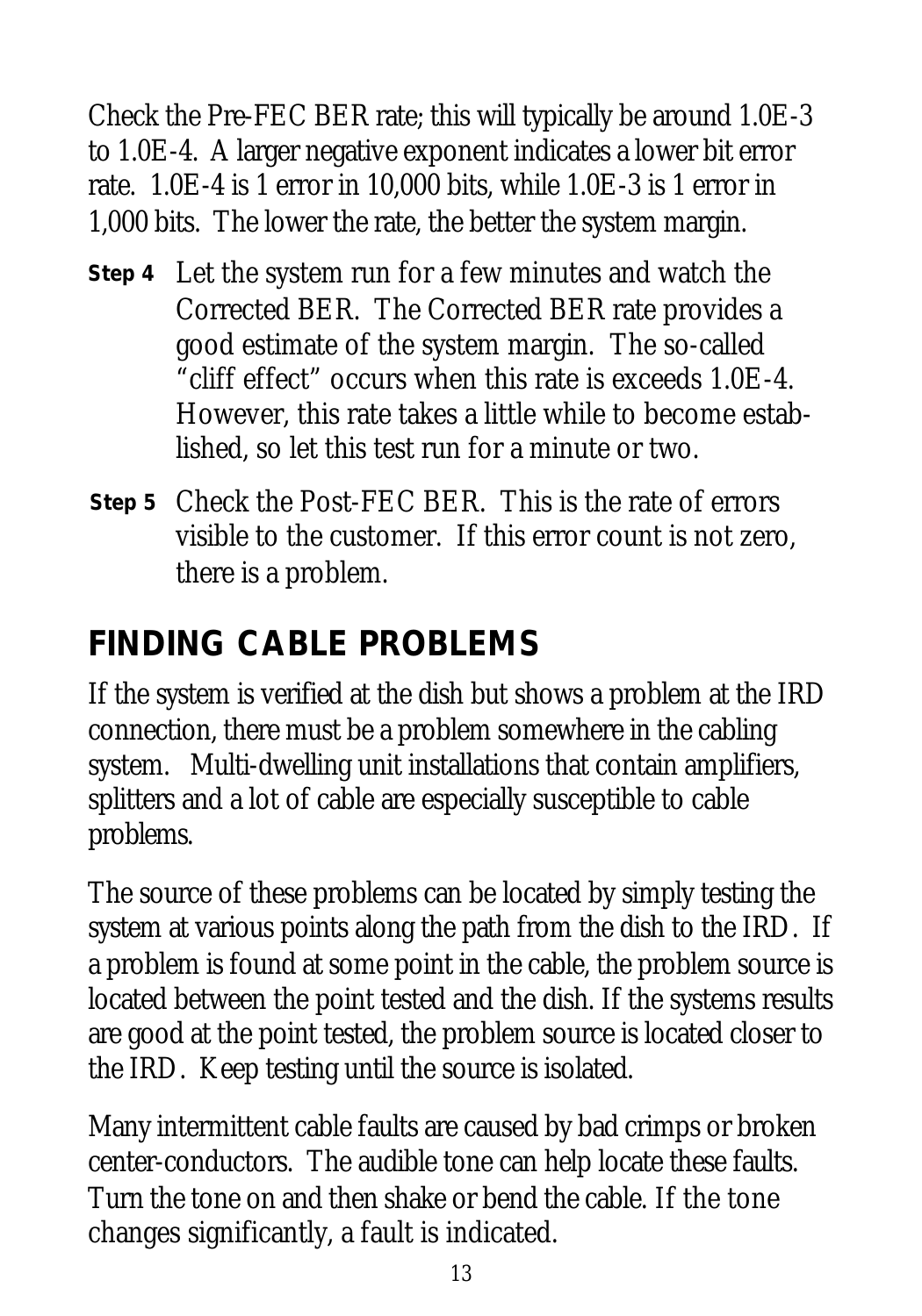Check the Pre-FEC BER rate; this will typically be around 1.0E-3 to 1.0E-4. A larger negative exponent indicates a lower bit error rate. 1.0E-4 is 1 error in 10,000 bits, while 1.0E-3 is 1 error in 1,000 bits. The lower the rate, the better the system margin.

**Step 4** Let the system run for a few minutes and watch the Corrected BER. The Corrected BER rate provides a good estimate of the system margin. The so-called "cliff effect" occurs when this rate is exceeds 1.0E-4. However, this rate takes a little while to become established, so let this test run for a minute or two.

**Step 5** Check the Post-FEC BER. This is the rate of errors visible to the customer. If this error count is not zero, there is a problem.

## FINDING CABLE PROBLEMS

If the system is verified at the dish but shows a problem at the IRD connection, there must be a problem somewhere in the cabling system. Multi-dwelling unit installations that contain amplifiers, splitters and a lot of cable are especially susceptible to cable problems.

The source of these problems can be located by simply testing the system at various points along the path from the dish to the IRD. If a problem is found at some point in the cable, the problem source is located between the point tested and the dish. If the systems results are good at the point tested, the problem source is located closer to the IRD. Keep testing until the source is isolated.

Many intermittent cable faults are caused by bad crimps or broken center-conductors. The audible tone can help locate these faults. Turn the tone on and then shake or bend the cable. If the tone changes significantly, a fault is indicated.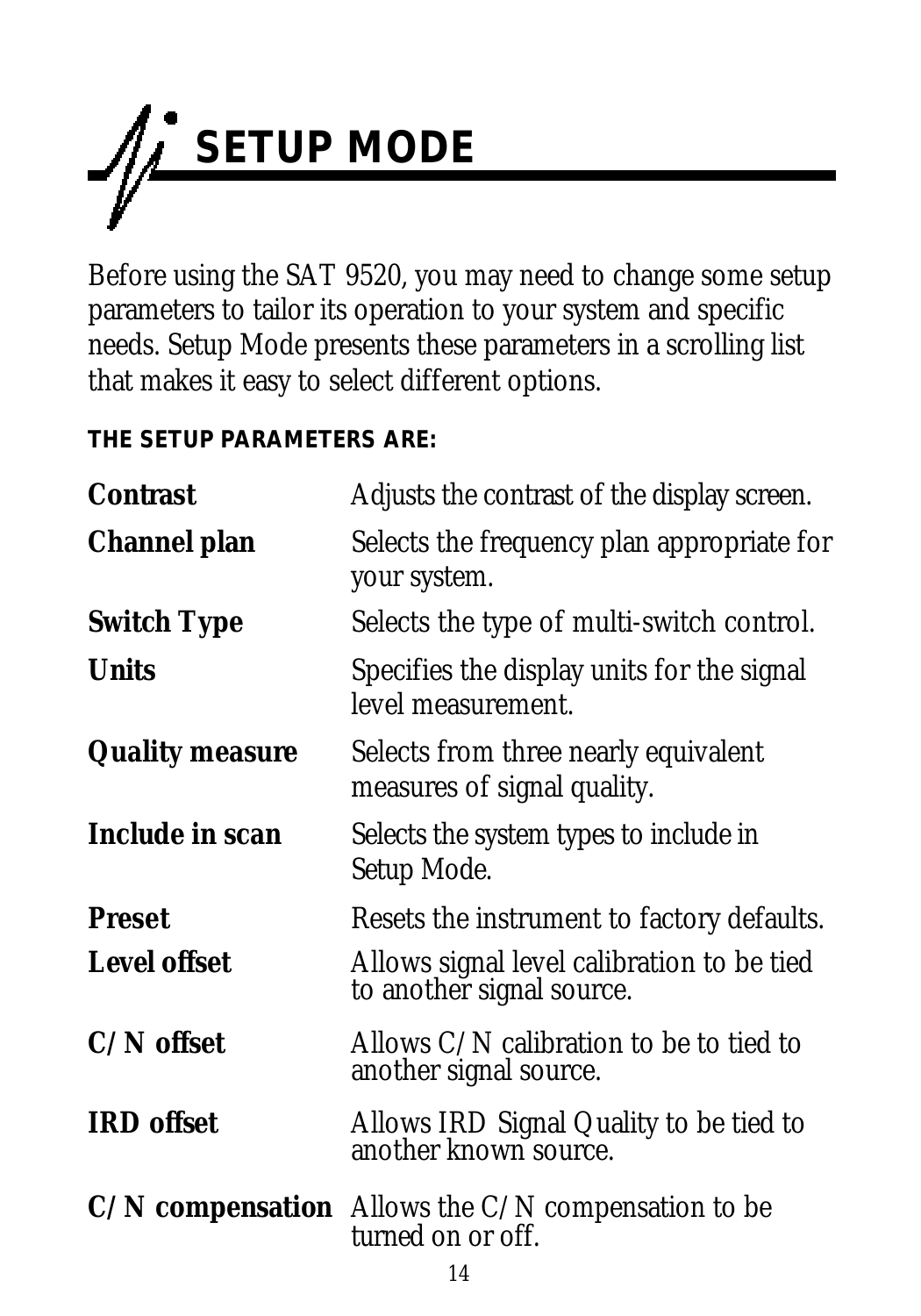# SETUP MODE

Before using the SAT 9520, you may need to change some setup parameters to tailor its operation to your system and specific needs. Setup Mode presents these parameters in a scrolling list that makes it easy to select different options.

**THE SETUP PARAMETERS ARE:**

| | |
|---|---|
| **Contrast** | Adjusts the contrast of the display screen. |
| **Channel plan** | Selects the frequency plan appropriate for your system. |
| **Switch Type** | Selects the type of multi-switch control. |
| **Units** | Specifies the display units for the signal level measurement. |
| **Quality measure** | Selects from three nearly equivalent measures of signal quality. |
| **Include in scan** | Selects the system types to include in Setup Mode. |
| **Preset** | Resets the instrument to factory defaults. |
| **Level offset** | Allows signal level calibration to be tied to another signal source. |
| **C/N offset** | Allows C/N calibration to be to tied to another signal source. |
| **IRD offset** | Allows IRD Signal Quality to be tied to another known source. |
| **C/N compensation** | Allows the C/N compensation to be turned on or off. |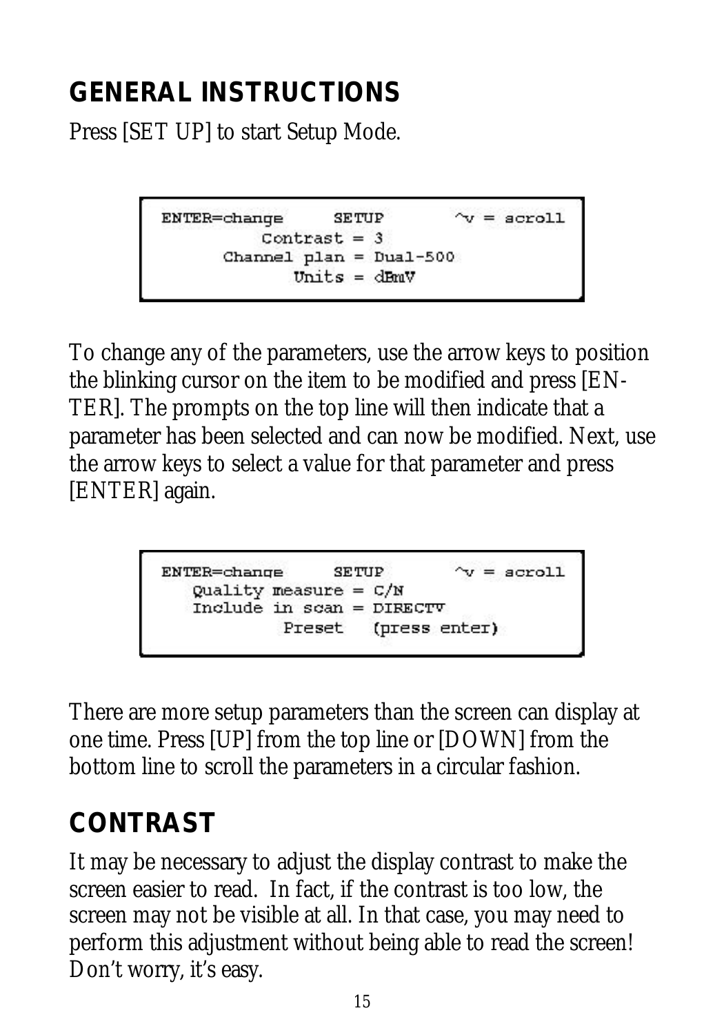## GENERAL INSTRUCTIONS

Press [SET UP] to start Setup Mode.

```
ENTER=change      SETUP        ^v = scroll
        Contrast = 3
     Channel plan = Dual-500
          Units = dBmV
```

To change any of the parameters, use the arrow keys to position the blinking cursor on the item to be modified and press [ENTER]. The prompts on the top line will then indicate that a parameter has been selected and can now be modified. Next, use the arrow keys to select a value for that parameter and press [ENTER] again.

```
ENTER=change      SETUP        ^v = scroll
   Quality measure = C/N
   Include in scan = DIRECTV
          Preset   (press enter)
```

There are more setup parameters than the screen can display at one time. Press [UP] from the top line or [DOWN] from the bottom line to scroll the parameters in a circular fashion.

## CONTRAST

It may be necessary to adjust the display contrast to make the screen easier to read. In fact, if the contrast is too low, the screen may not be visible at all. In that case, you may need to perform this adjustment without being able to read the screen! Don't worry, it's easy.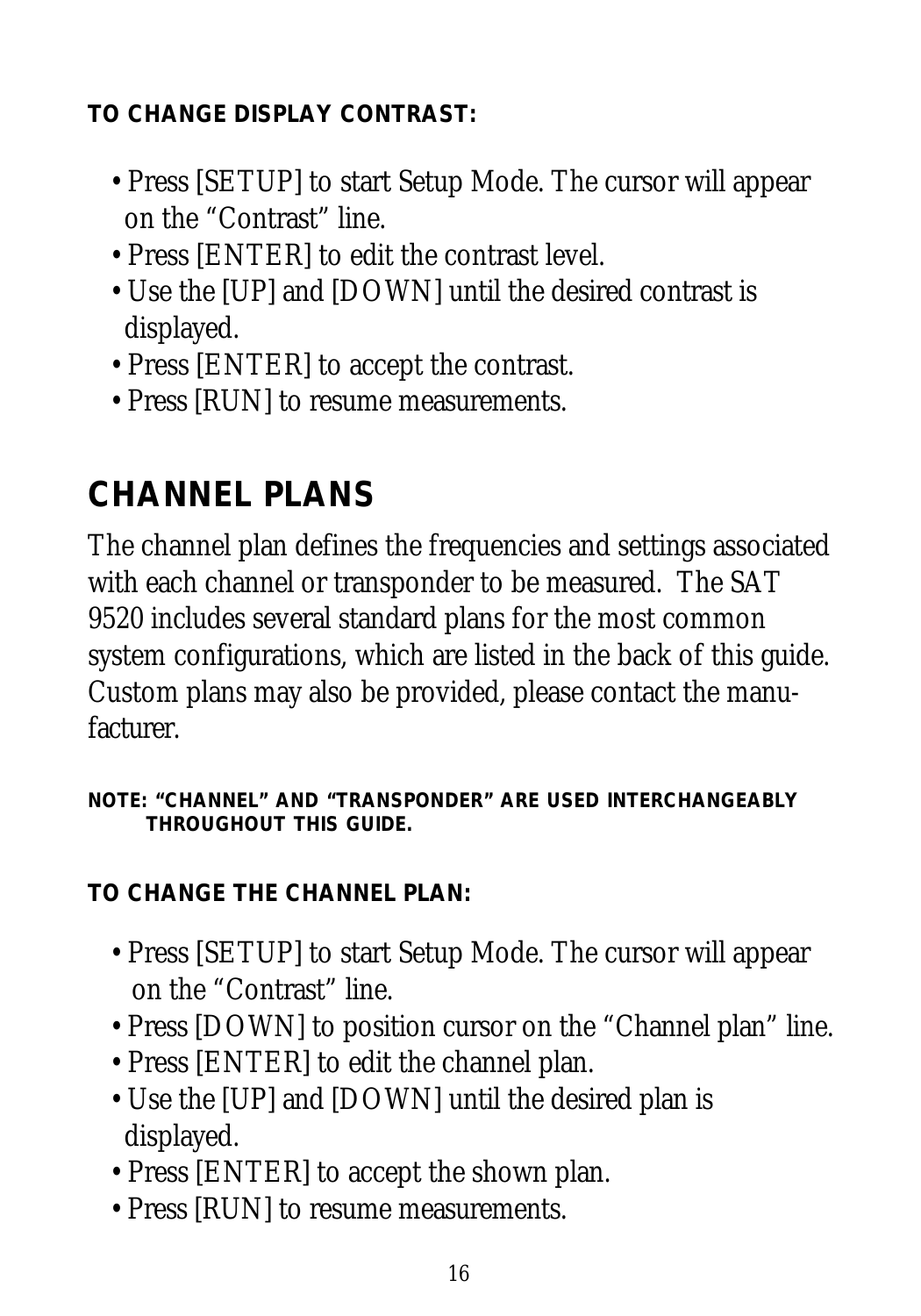**TO CHANGE DISPLAY CONTRAST:**

- Press [SETUP] to start Setup Mode. The cursor will appear on the “Contrast” line.
- Press [ENTER] to edit the contrast level.
- Use the [UP] and [DOWN] until the desired contrast is displayed.
- Press [ENTER] to accept the contrast.
- Press [RUN] to resume measurements.

## CHANNEL PLANS

The channel plan defines the frequencies and settings associated with each channel or transponder to be measured. The SAT 9520 includes several standard plans for the most common system configurations, which are listed in the back of this guide. Custom plans may also be provided, please contact the manufacturer.

**NOTE: “CHANNEL” AND “TRANSPONDER” ARE USED INTERCHANGEABLY THROUGHOUT THIS GUIDE.**

**TO CHANGE THE CHANNEL PLAN:**

- Press [SETUP] to start Setup Mode. The cursor will appear on the “Contrast” line.
- Press [DOWN] to position cursor on the “Channel plan” line.
- Press [ENTER] to edit the channel plan.
- Use the [UP] and [DOWN] until the desired plan is displayed.
- Press [ENTER] to accept the shown plan.
- Press [RUN] to resume measurements.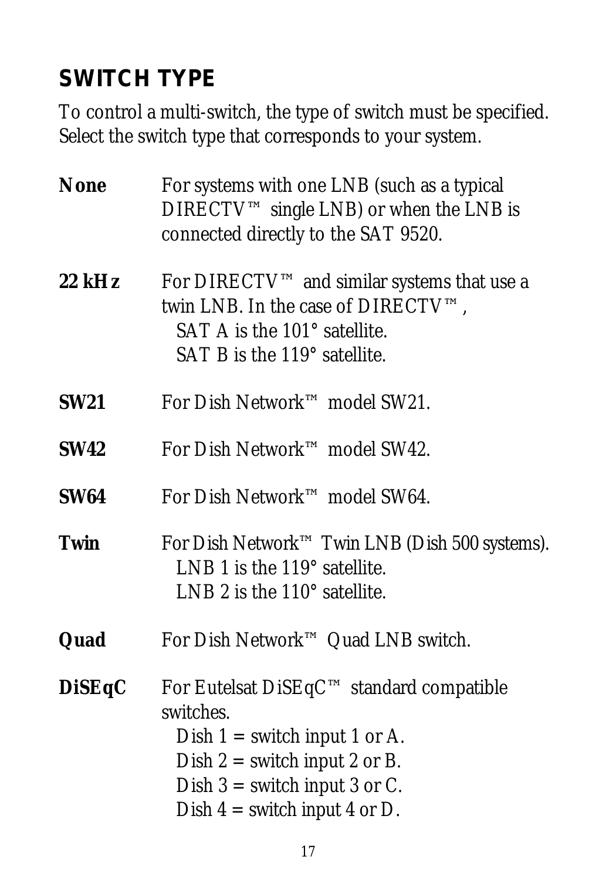## SWITCH TYPE

To control a multi-switch, the type of switch must be specified. Select the switch type that corresponds to your system.

**None** For systems with one LNB (such as a typical DIRECTV™ single LNB) or when the LNB is connected directly to the SAT 9520.

**22 kHz** For DIRECTV™ and similar systems that use a twin LNB. In the case of DIRECTV™,
SAT A is the 101° satellite.
SAT B is the 119° satellite.

**SW21** For Dish Network™ model SW21.

**SW42** For Dish Network™ model SW42.

**SW64** For Dish Network™ model SW64.

**Twin** For Dish Network™ Twin LNB (Dish 500 systems).
LNB 1 is the 119° satellite.
LNB 2 is the 110° satellite.

**Quad** For Dish Network™ Quad LNB switch.

**DiSEqC** For Eutelsat DiSEqC™ standard compatible switches.
Dish 1 = switch input 1 or A.
Dish 2 = switch input 2 or B.
Dish 3 = switch input 3 or C.
Dish 4 = switch input 4 or D.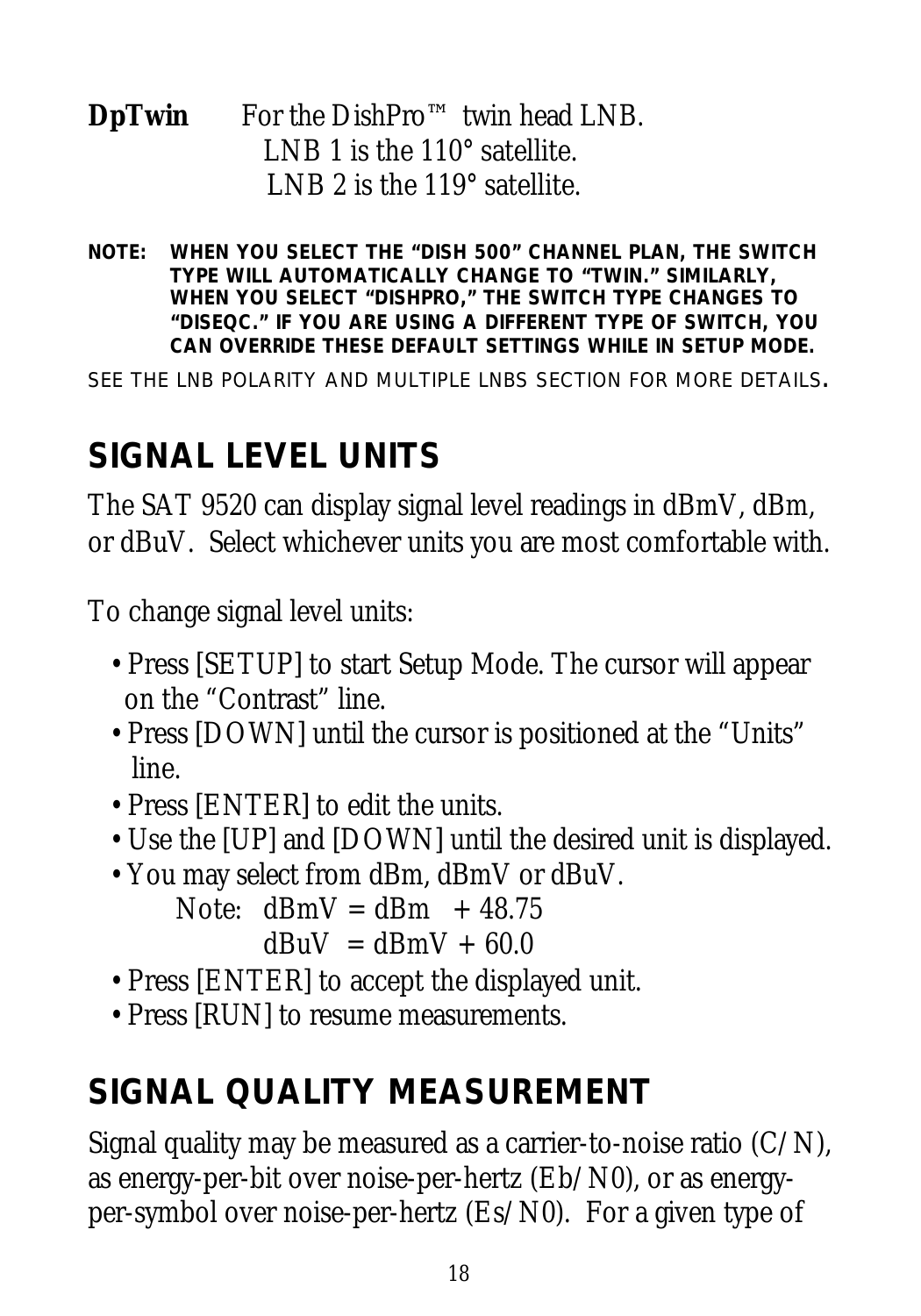**DpTwin** For the DishPro™ twin head LNB.
LNB 1 is the 110° satellite.
LNB 2 is the 119° satellite.

**NOTE: WHEN YOU SELECT THE "DISH 500" CHANNEL PLAN, THE SWITCH TYPE WILL AUTOMATICALLY CHANGE TO "TWIN." SIMILARLY, WHEN YOU SELECT "DISHPRO," THE SWITCH TYPE CHANGES TO "DISEQC." IF YOU ARE USING A DIFFERENT TYPE OF SWITCH, YOU CAN OVERRIDE THESE DEFAULT SETTINGS WHILE IN SETUP MODE.**

SEE THE LNB POLARITY AND MULTIPLE LNBS SECTION FOR MORE DETAILS.

## SIGNAL LEVEL UNITS

The SAT 9520 can display signal level readings in dBmV, dBm, or dBuV. Select whichever units you are most comfortable with.

To change signal level units:

- Press [SETUP] to start Setup Mode. The cursor will appear on the "Contrast" line.
- Press [DOWN] until the cursor is positioned at the "Units" line.
- Press [ENTER] to edit the units.
- Use the [UP] and [DOWN] until the desired unit is displayed.
- You may select from dBm, dBmV or dBuV.

  Note: dBmV = dBm + 48.75
  
  dBuV = dBmV + 60.0
- Press [ENTER] to accept the displayed unit.
- Press [RUN] to resume measurements.

## SIGNAL QUALITY MEASUREMENT

Signal quality may be measured as a carrier-to-noise ratio (C/N), as energy-per-bit over noise-per-hertz (Eb/N0), or as energy-per-symbol over noise-per-hertz (Es/N0). For a given type of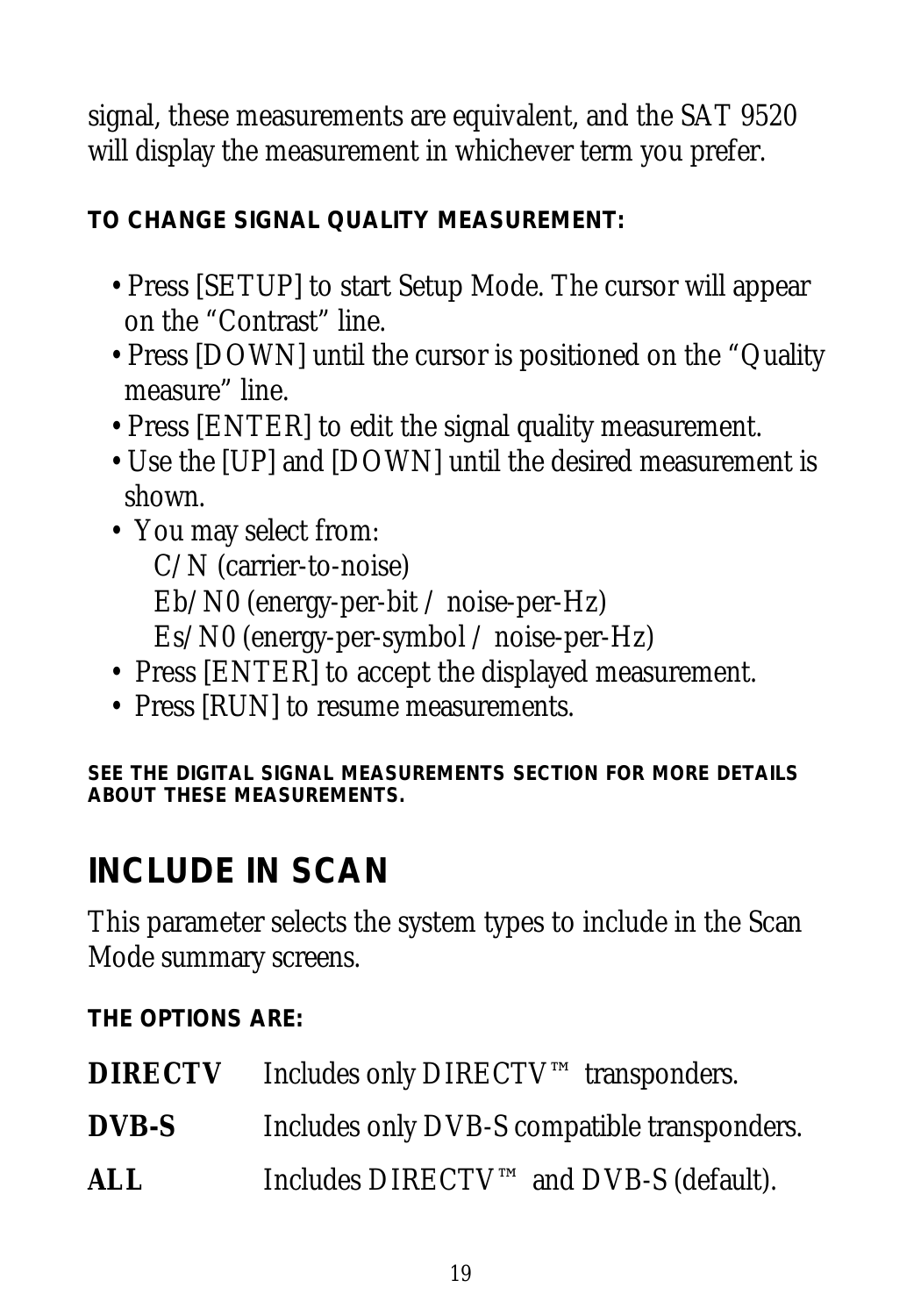signal, these measurements are equivalent, and the SAT 9520 will display the measurement in whichever term you prefer.

**TO CHANGE SIGNAL QUALITY MEASUREMENT:**

- Press [SETUP] to start Setup Mode. The cursor will appear on the “Contrast” line.
- Press [DOWN] until the cursor is positioned on the “Quality measure” line.
- Press [ENTER] to edit the signal quality measurement.
- Use the [UP] and [DOWN] until the desired measurement is shown.
- You may select from:
  - C/N (carrier-to-noise)
  - Eb/N0 (energy-per-bit / noise-per-Hz)
  - Es/N0 (energy-per-symbol / noise-per-Hz)
- Press [ENTER] to accept the displayed measurement.
- Press [RUN] to resume measurements.

**SEE THE DIGITAL SIGNAL MEASUREMENTS SECTION FOR MORE DETAILS ABOUT THESE MEASUREMENTS.**

## INCLUDE IN SCAN

This parameter selects the system types to include in the Scan Mode summary screens.

**THE OPTIONS ARE:**

**DIRECTV** Includes only DIRECTV™ transponders.

**DVB-S** Includes only DVB-S compatible transponders.

**ALL** Includes DIRECTV™ and DVB-S (default).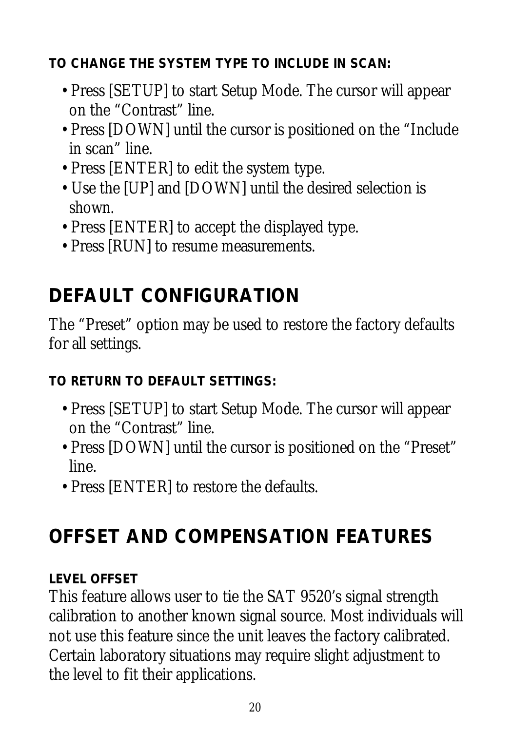**TO CHANGE THE SYSTEM TYPE TO INCLUDE IN SCAN:**

- Press [SETUP] to start Setup Mode. The cursor will appear on the “Contrast” line.
- Press [DOWN] until the cursor is positioned on the “Include in scan” line.
- Press [ENTER] to edit the system type.
- Use the [UP] and [DOWN] until the desired selection is shown.
- Press [ENTER] to accept the displayed type.
- Press [RUN] to resume measurements.

## DEFAULT CONFIGURATION

The “Preset” option may be used to restore the factory defaults for all settings.

**TO RETURN TO DEFAULT SETTINGS:**

- Press [SETUP] to start Setup Mode. The cursor will appear on the “Contrast” line.
- Press [DOWN] until the cursor is positioned on the “Preset” line.
- Press [ENTER] to restore the defaults.

## OFFSET AND COMPENSATION FEATURES

**LEVEL OFFSET**

This feature allows user to tie the SAT 9520’s signal strength calibration to another known signal source. Most individuals will not use this feature since the unit leaves the factory calibrated. Certain laboratory situations may require slight adjustment to the level to fit their applications.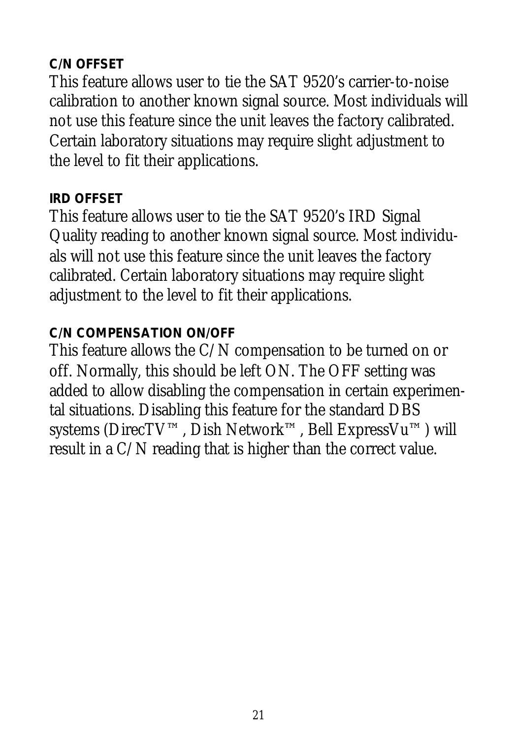### C/N OFFSET

This feature allows user to tie the SAT 9520's carrier-to-noise calibration to another known signal source. Most individuals will not use this feature since the unit leaves the factory calibrated. Certain laboratory situations may require slight adjustment to the level to fit their applications.

### IRD OFFSET

This feature allows user to tie the SAT 9520's IRD Signal Quality reading to another known signal source. Most individuals will not use this feature since the unit leaves the factory calibrated. Certain laboratory situations may require slight adjustment to the level to fit their applications.

### C/N COMPENSATION ON/OFF

This feature allows the C/N compensation to be turned on or off. Normally, this should be left ON. The OFF setting was added to allow disabling the compensation in certain experimental situations. Disabling this feature for the standard DBS systems (DirecTV™, Dish Network™, Bell ExpressVu™) will result in a C/N reading that is higher than the correct value.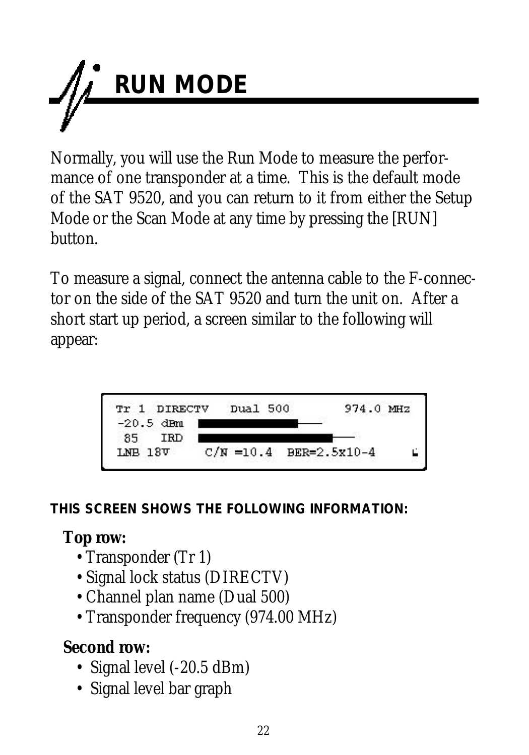# RUN MODE

Normally, you will use the Run Mode to measure the performance of one transponder at a time. This is the default mode of the SAT 9520, and you can return to it from either the Setup Mode or the Scan Mode at any time by pressing the [RUN] button.

To measure a signal, connect the antenna cable to the F-connector on the side of the SAT 9520 and turn the unit on. After a short start up period, a screen similar to the following will appear:

```
Tr 1  DIRECTV   Dual 500        974.0 MHz
-20.5 dBm
 85   IRD
LNB 18V     C/N =10.4  BER=2.5x10-4
```

**THIS SCREEN SHOWS THE FOLLOWING INFORMATION:**

**Top row:**

- Transponder (Tr 1)
- Signal lock status (DIRECTV)
- Channel plan name (Dual 500)
- Transponder frequency (974.00 MHz)

**Second row:**

- Signal level (-20.5 dBm)
- Signal level bar graph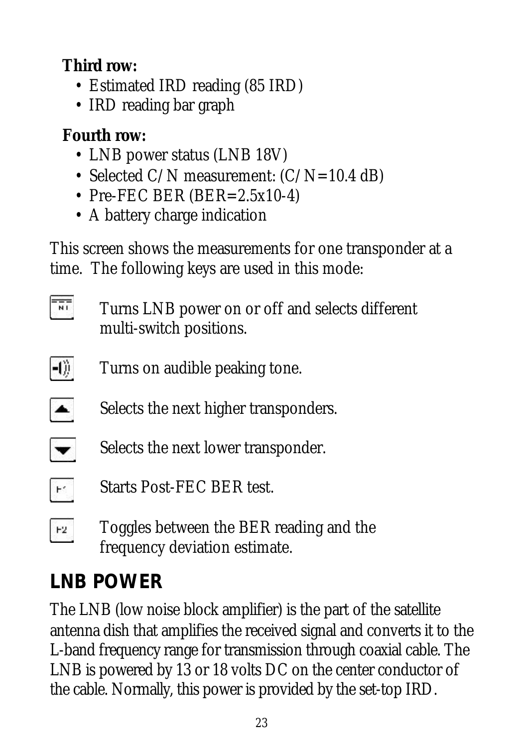**Third row:**

- Estimated IRD reading (85 IRD)
- IRD reading bar graph

**Fourth row:**

- LNB power status (LNB 18V)
- Selected C/N measurement: (C/N=10.4 dB)
- Pre-FEC BER (BER=2.5x10-4)
- A battery charge indication

This screen shows the measurements for one transponder at a time. The following keys are used in this mode:

Turns LNB power on or off and selects different multi-switch positions.

Turns on audible peaking tone.

Selects the next higher transponders.

Selects the next lower transponder.

Starts Post-FEC BER test.

Toggles between the BER reading and the frequency deviation estimate.

## LNB POWER

The LNB (low noise block amplifier) is the part of the satellite antenna dish that amplifies the received signal and converts it to the L-band frequency range for transmission through coaxial cable. The LNB is powered by 13 or 18 volts DC on the center conductor of the cable. Normally, this power is provided by the set-top IRD.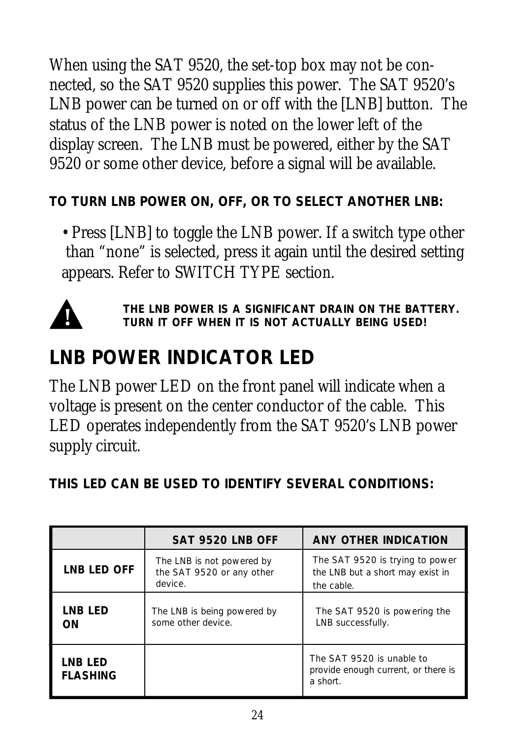When using the SAT 9520, the set-top box may not be connected, so the SAT 9520 supplies this power. The SAT 9520's LNB power can be turned on or off with the [LNB] button. The status of the LNB power is noted on the lower left of the display screen. The LNB must be powered, either by the SAT 9520 or some other device, before a signal will be available.

**TO TURN LNB POWER ON, OFF, OR TO SELECT ANOTHER LNB:**

- Press [LNB] to toggle the LNB power. If a switch type other than "none" is selected, press it again until the desired setting appears. Refer to SWITCH TYPE section.

**THE LNB POWER IS A SIGNIFICANT DRAIN ON THE BATTERY. TURN IT OFF WHEN IT IS NOT ACTUALLY BEING USED!**

## LNB POWER INDICATOR LED

The LNB power LED on the front panel will indicate when a voltage is present on the center conductor of the cable. This LED operates independently from the SAT 9520's LNB power supply circuit.

**THIS LED CAN BE USED TO IDENTIFY SEVERAL CONDITIONS:**

| | SAT 9520 LNB OFF | ANY OTHER INDICATION |
|---|---|---|
| **LNB LED OFF** | The LNB is not powered by the SAT 9520 or any other device. | The SAT 9520 is trying to power the LNB but a short may exist in the cable. |
| **LNB LED ON** | The LNB is being powered by some other device. | The SAT 9520 is powering the LNB successfully. |
| **LNB LED FLASHING** | | The SAT 9520 is unable to provide enough current, or there is a short. |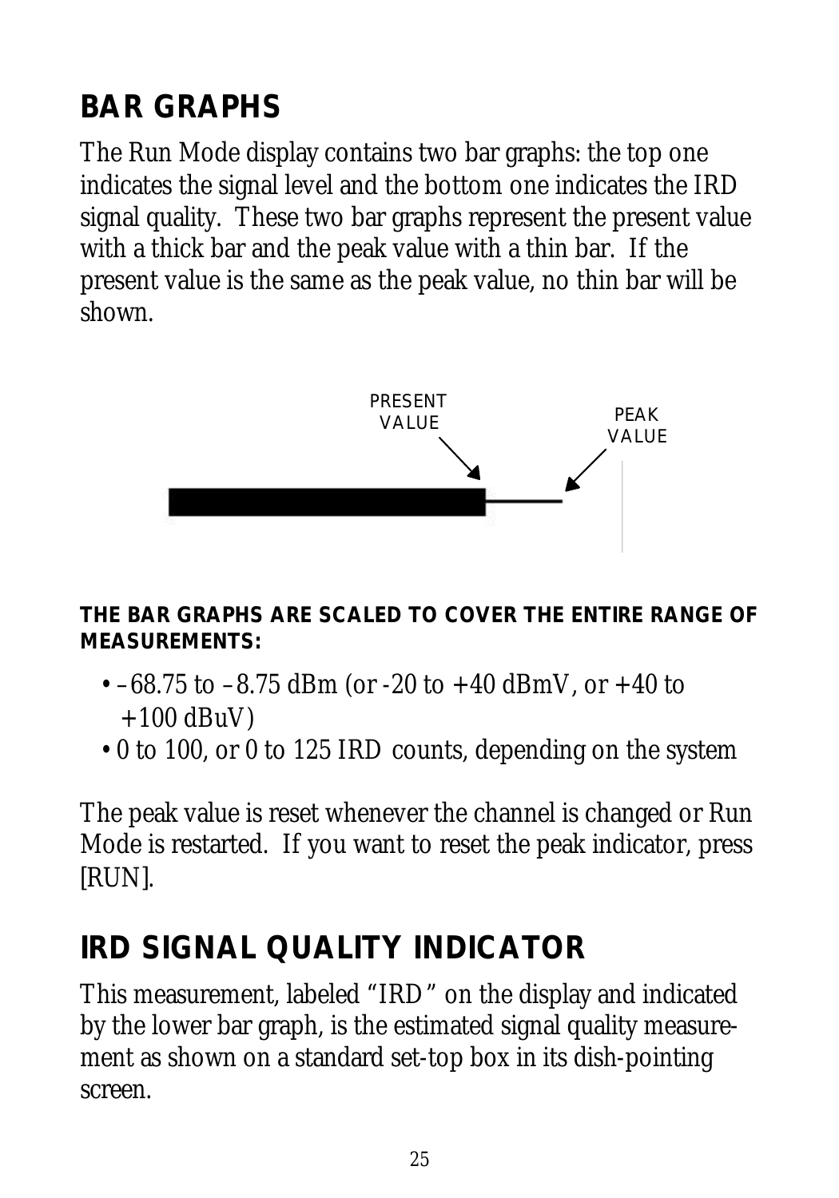## BAR GRAPHS

The Run Mode display contains two bar graphs: the top one indicates the signal level and the bottom one indicates the IRD signal quality. These two bar graphs represent the present value with a thick bar and the peak value with a thin bar. If the present value is the same as the peak value, no thin bar will be shown.

PRESENT VALUE

PEAK VALUE

**THE BAR GRAPHS ARE SCALED TO COVER THE ENTIRE RANGE OF MEASUREMENTS:**

- –68.75 to –8.75 dBm (or -20 to +40 dBmV, or +40 to +100 dBuV)
- 0 to 100, or 0 to 125 IRD counts, depending on the system

The peak value is reset whenever the channel is changed or Run Mode is restarted. If you want to reset the peak indicator, press [RUN].

## IRD SIGNAL QUALITY INDICATOR

This measurement, labeled "IRD" on the display and indicated by the lower bar graph, is the estimated signal quality measurement as shown on a standard set-top box in its dish-pointing screen.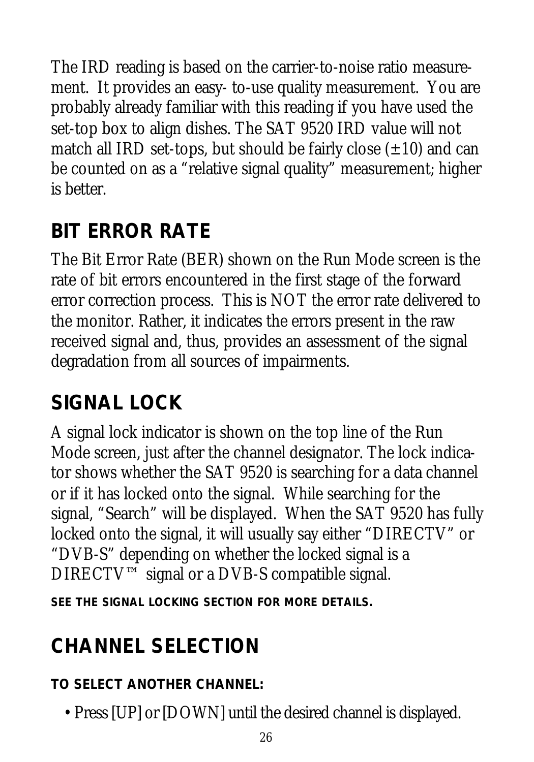The IRD reading is based on the carrier-to-noise ratio measurement. It provides an easy- to-use quality measurement. You are probably already familiar with this reading if you have used the set-top box to align dishes. The SAT 9520 IRD value will not match all IRD set-tops, but should be fairly close (±10) and can be counted on as a "relative signal quality" measurement; higher is better.

## BIT ERROR RATE

The Bit Error Rate (BER) shown on the Run Mode screen is the rate of bit errors encountered in the first stage of the forward error correction process. This is NOT the error rate delivered to the monitor. Rather, it indicates the errors present in the raw received signal and, thus, provides an assessment of the signal degradation from all sources of impairments.

## SIGNAL LOCK

A signal lock indicator is shown on the top line of the Run Mode screen, just after the channel designator. The lock indicator shows whether the SAT 9520 is searching for a data channel or if it has locked onto the signal. While searching for the signal, "Search" will be displayed. When the SAT 9520 has fully locked onto the signal, it will usually say either "DIRECTV" or "DVB-S" depending on whether the locked signal is a DIRECTV™ signal or a DVB-S compatible signal.

**SEE THE SIGNAL LOCKING SECTION FOR MORE DETAILS.**

## CHANNEL SELECTION

**TO SELECT ANOTHER CHANNEL:**

- Press [UP] or [DOWN] until the desired channel is displayed.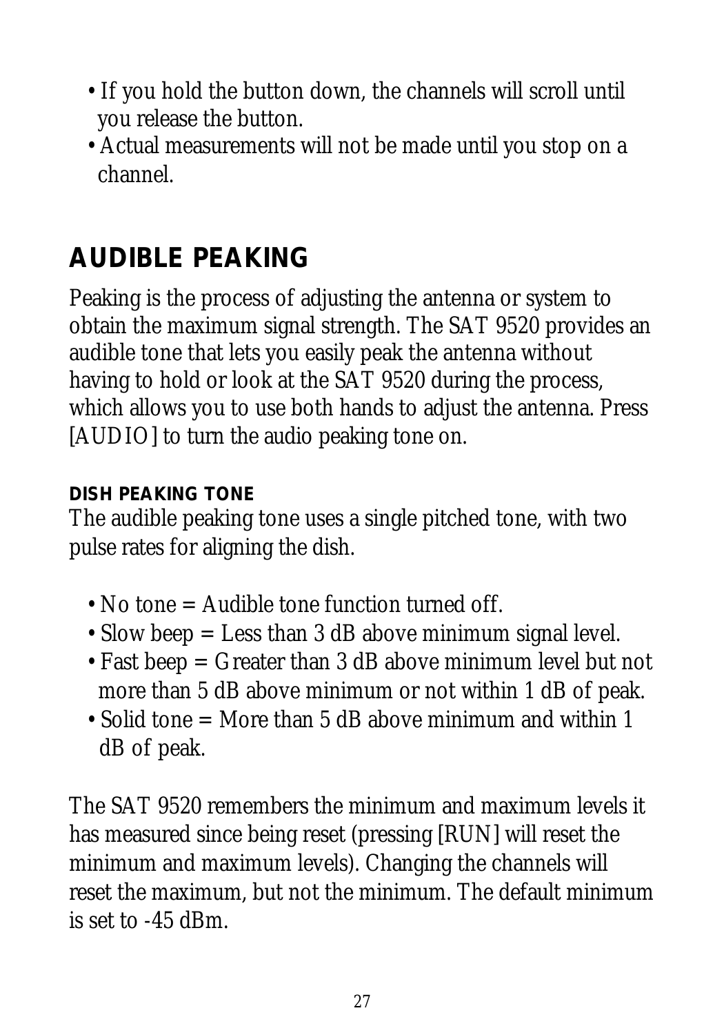- If you hold the button down, the channels will scroll until you release the button.
- Actual measurements will not be made until you stop on a channel.

## AUDIBLE PEAKING

Peaking is the process of adjusting the antenna or system to obtain the maximum signal strength. The SAT 9520 provides an audible tone that lets you easily peak the antenna without having to hold or look at the SAT 9520 during the process, which allows you to use both hands to adjust the antenna. Press [AUDIO] to turn the audio peaking tone on.

### DISH PEAKING TONE

The audible peaking tone uses a single pitched tone, with two pulse rates for aligning the dish.

- No tone = Audible tone function turned off.
- Slow beep = Less than 3 dB above minimum signal level.
- Fast beep = Greater than 3 dB above minimum level but not more than 5 dB above minimum or not within 1 dB of peak.
- Solid tone = More than 5 dB above minimum and within 1 dB of peak.

The SAT 9520 remembers the minimum and maximum levels it has measured since being reset (pressing [RUN] will reset the minimum and maximum levels). Changing the channels will reset the maximum, but not the minimum. The default minimum is set to -45 dBm.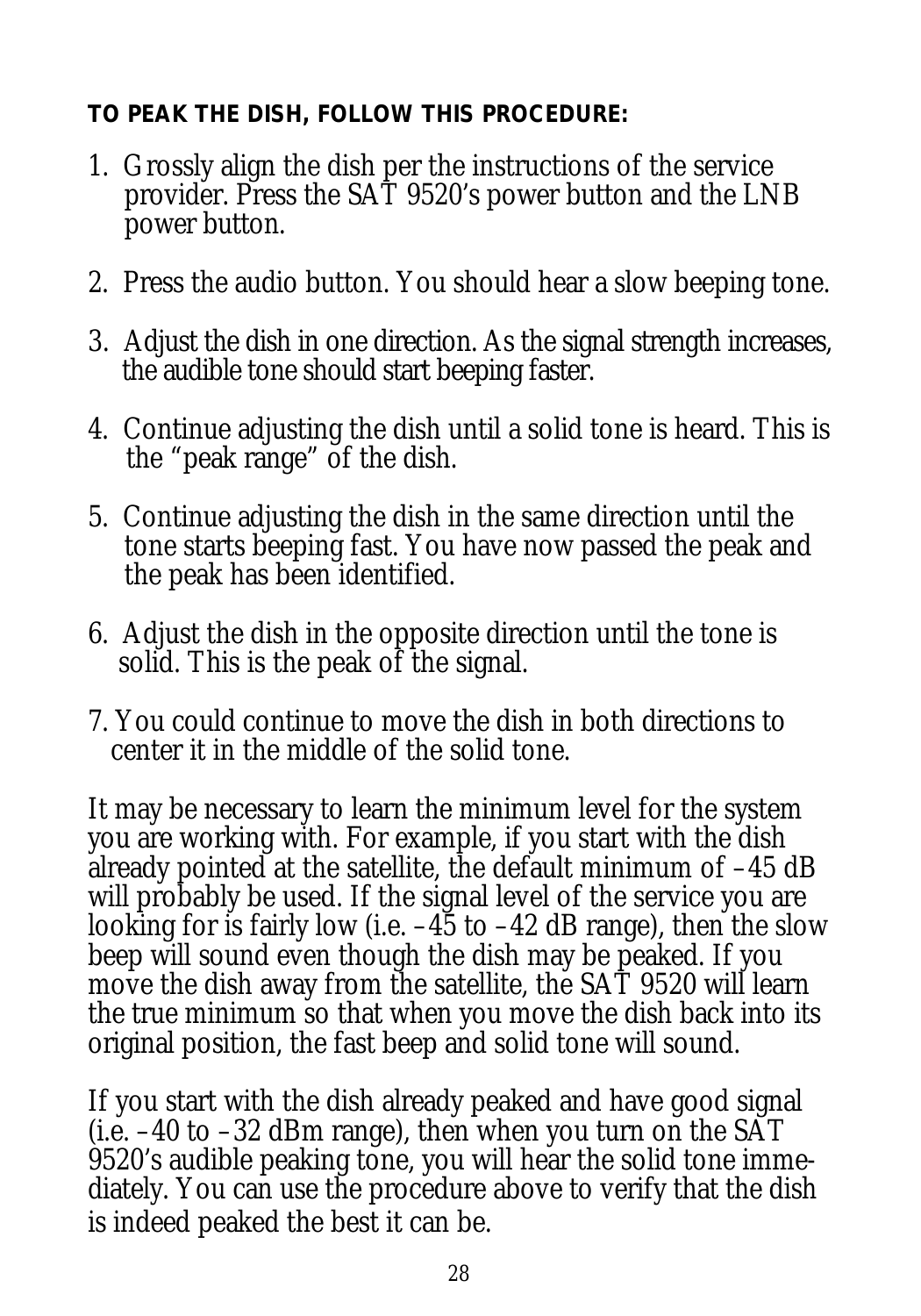**TO PEAK THE DISH, FOLLOW THIS PROCEDURE:**

1. Grossly align the dish per the instructions of the service provider. Press the SAT 9520's power button and the LNB power button.

2. Press the audio button. You should hear a slow beeping tone.

3. Adjust the dish in one direction. As the signal strength increases, the audible tone should start beeping faster.

4. Continue adjusting the dish until a solid tone is heard. This is the "peak range" of the dish.

5. Continue adjusting the dish in the same direction until the tone starts beeping fast. You have now passed the peak and the peak has been identified.

6. Adjust the dish in the opposite direction until the tone is solid. This is the peak of the signal.

7. You could continue to move the dish in both directions to center it in the middle of the solid tone.

It may be necessary to learn the minimum level for the system you are working with. For example, if you start with the dish already pointed at the satellite, the default minimum of –45 dB will probably be used. If the signal level of the service you are looking for is fairly low (i.e. –45 to –42 dB range), then the slow beep will sound even though the dish may be peaked. If you move the dish away from the satellite, the SAT 9520 will learn the true minimum so that when you move the dish back into its original position, the fast beep and solid tone will sound.

If you start with the dish already peaked and have good signal (i.e. –40 to –32 dBm range), then when you turn on the SAT 9520's audible peaking tone, you will hear the solid tone immediately. You can use the procedure above to verify that the dish is indeed peaked the best it can be.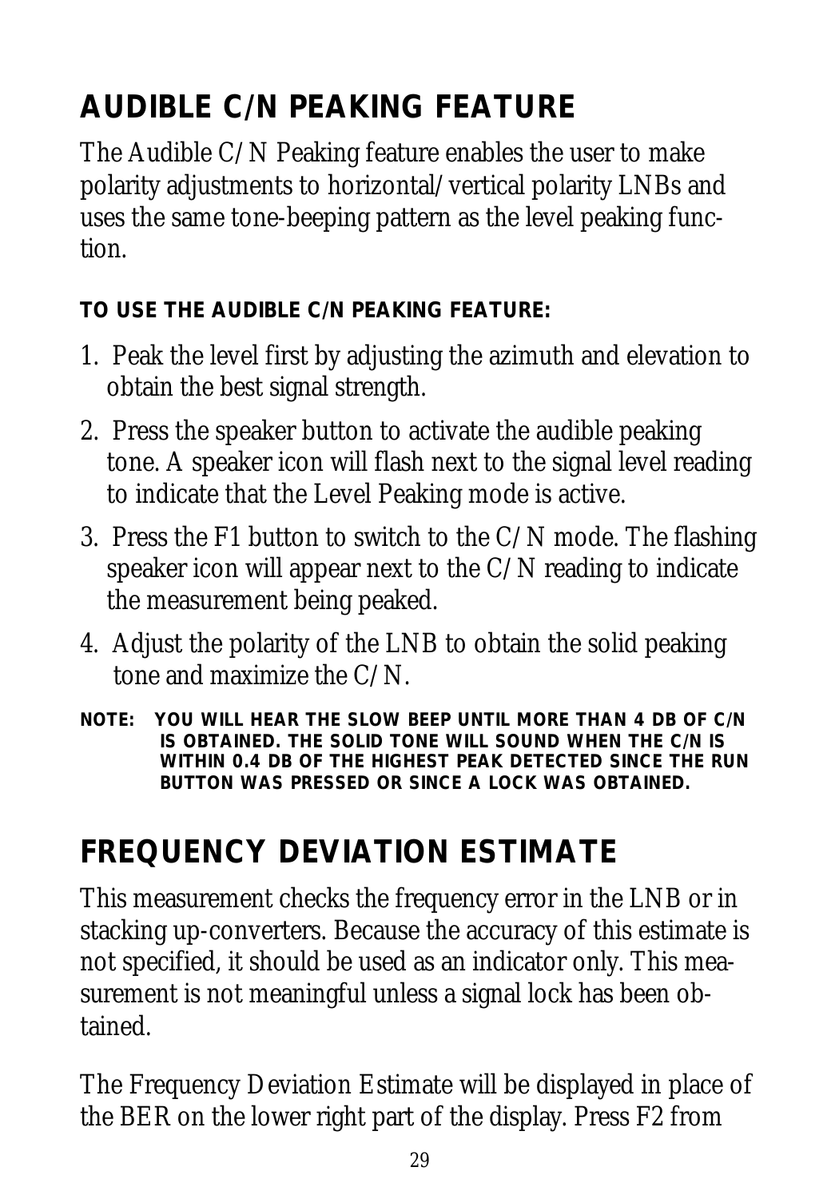## AUDIBLE C/N PEAKING FEATURE

The Audible C/N Peaking feature enables the user to make polarity adjustments to horizontal/vertical polarity LNBs and uses the same tone-beeping pattern as the level peaking function.

**TO USE THE AUDIBLE C/N PEAKING FEATURE:**

1. Peak the level first by adjusting the azimuth and elevation to obtain the best signal strength.
2. Press the speaker button to activate the audible peaking tone. A speaker icon will flash next to the signal level reading to indicate that the Level Peaking mode is active.
3. Press the F1 button to switch to the C/N mode. The flashing speaker icon will appear next to the C/N reading to indicate the measurement being peaked.
4. Adjust the polarity of the LNB to obtain the solid peaking tone and maximize the C/N.

**NOTE: YOU WILL HEAR THE SLOW BEEP UNTIL MORE THAN 4 DB OF C/N IS OBTAINED. THE SOLID TONE WILL SOUND WHEN THE C/N IS WITHIN 0.4 DB OF THE HIGHEST PEAK DETECTED SINCE THE RUN BUTTON WAS PRESSED OR SINCE A LOCK WAS OBTAINED.**

## FREQUENCY DEVIATION ESTIMATE

This measurement checks the frequency error in the LNB or in stacking up-converters. Because the accuracy of this estimate is not specified, it should be used as an indicator only. This measurement is not meaningful unless a signal lock has been obtained.

The Frequency Deviation Estimate will be displayed in place of the BER on the lower right part of the display. Press F2 from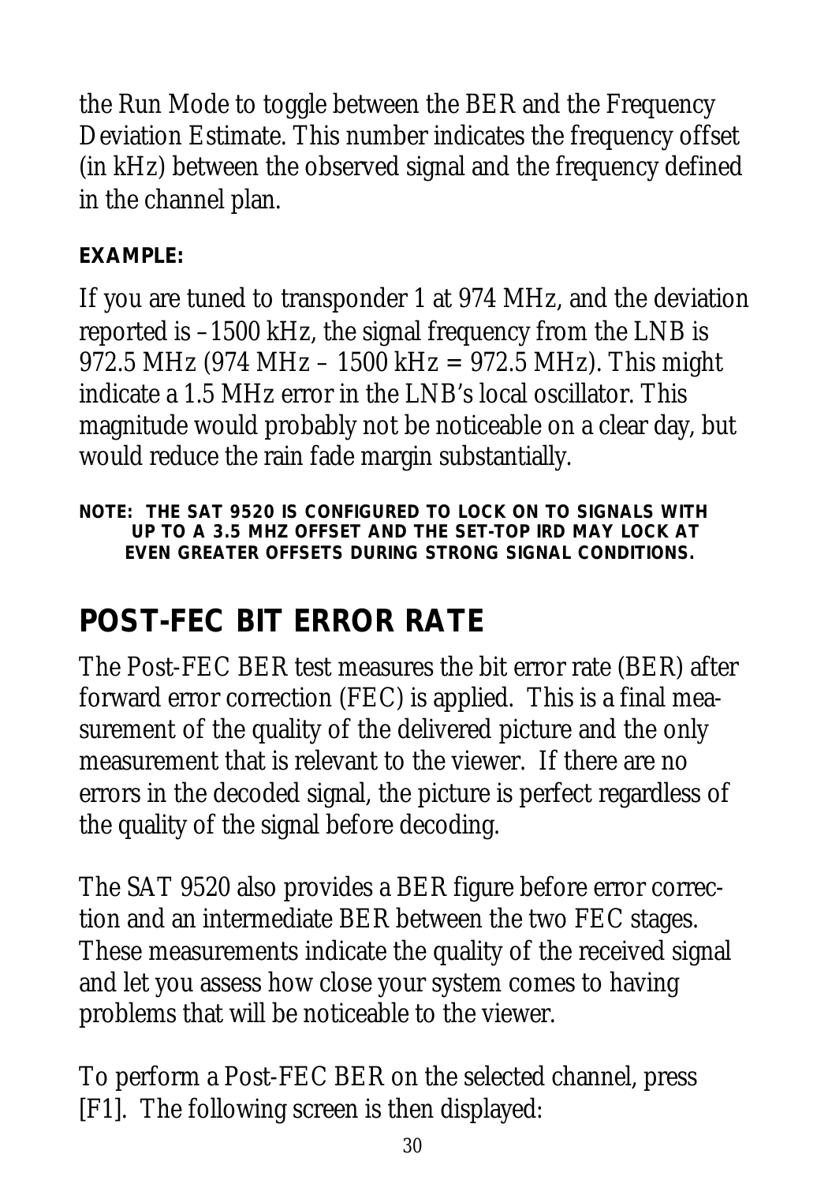the Run Mode to toggle between the BER and the Frequency Deviation Estimate. This number indicates the frequency offset (in kHz) between the observed signal and the frequency defined in the channel plan.

**EXAMPLE:**

If you are tuned to transponder 1 at 974 MHz, and the deviation reported is –1500 kHz, the signal frequency from the LNB is 972.5 MHz (974 MHz – 1500 kHz = 972.5 MHz). This might indicate a 1.5 MHz error in the LNB's local oscillator. This magnitude would probably not be noticeable on a clear day, but would reduce the rain fade margin substantially.

**NOTE: THE SAT 9520 IS CONFIGURED TO LOCK ON TO SIGNALS WITH UP TO A 3.5 MHZ OFFSET AND THE SET-TOP IRD MAY LOCK AT EVEN GREATER OFFSETS DURING STRONG SIGNAL CONDITIONS.**

## POST-FEC BIT ERROR RATE

The Post-FEC BER test measures the bit error rate (BER) after forward error correction (FEC) is applied. This is a final measurement of the quality of the delivered picture and the only measurement that is relevant to the viewer. If there are no errors in the decoded signal, the picture is perfect regardless of the quality of the signal before decoding.

The SAT 9520 also provides a BER figure before error correction and an intermediate BER between the two FEC stages. These measurements indicate the quality of the received signal and let you assess how close your system comes to having problems that will be noticeable to the viewer.

To perform a Post-FEC BER on the selected channel, press [F1]. The following screen is then displayed: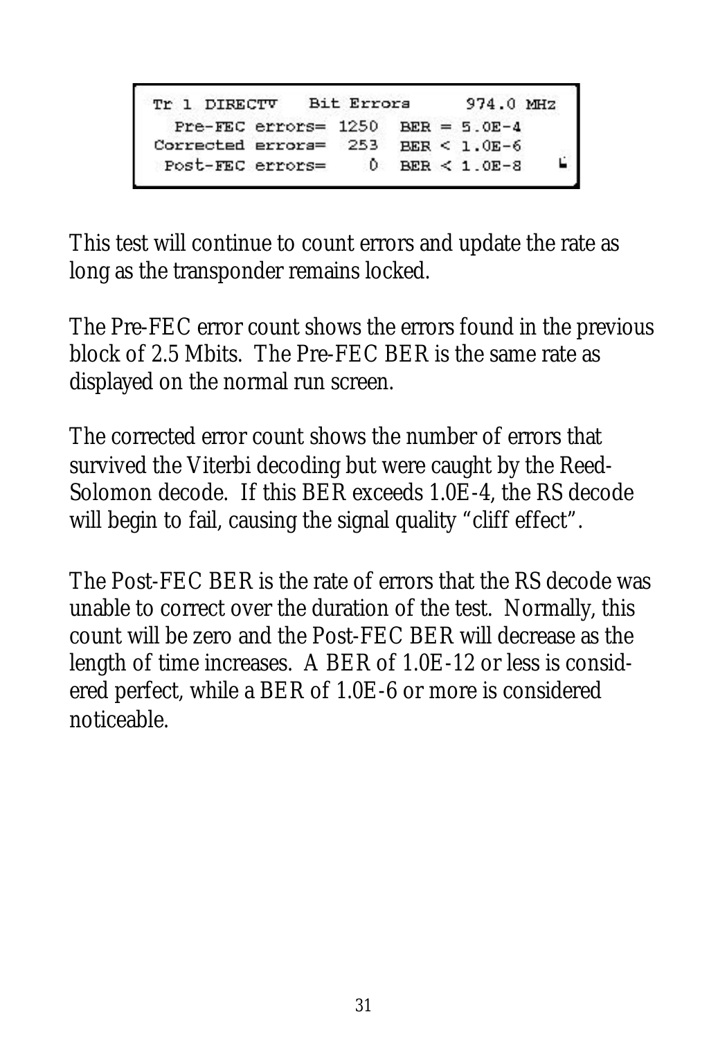```
Tr 1 DIRECTV   Bit Errors      974.0 MHz
  Pre-FEC errors= 1250   BER = 5.0E-4
Corrected errors=  253   BER < 1.0E-6
 Post-FEC errors=    0   BER < 1.0E-8
```

This test will continue to count errors and update the rate as long as the transponder remains locked.

The Pre-FEC error count shows the errors found in the previous block of 2.5 Mbits. The Pre-FEC BER is the same rate as displayed on the normal run screen.

The corrected error count shows the number of errors that survived the Viterbi decoding but were caught by the Reed-Solomon decode. If this BER exceeds 1.0E-4, the RS decode will begin to fail, causing the signal quality "cliff effect".

The Post-FEC BER is the rate of errors that the RS decode was unable to correct over the duration of the test. Normally, this count will be zero and the Post-FEC BER will decrease as the length of time increases. A BER of 1.0E-12 or less is considered perfect, while a BER of 1.0E-6 or more is considered noticeable.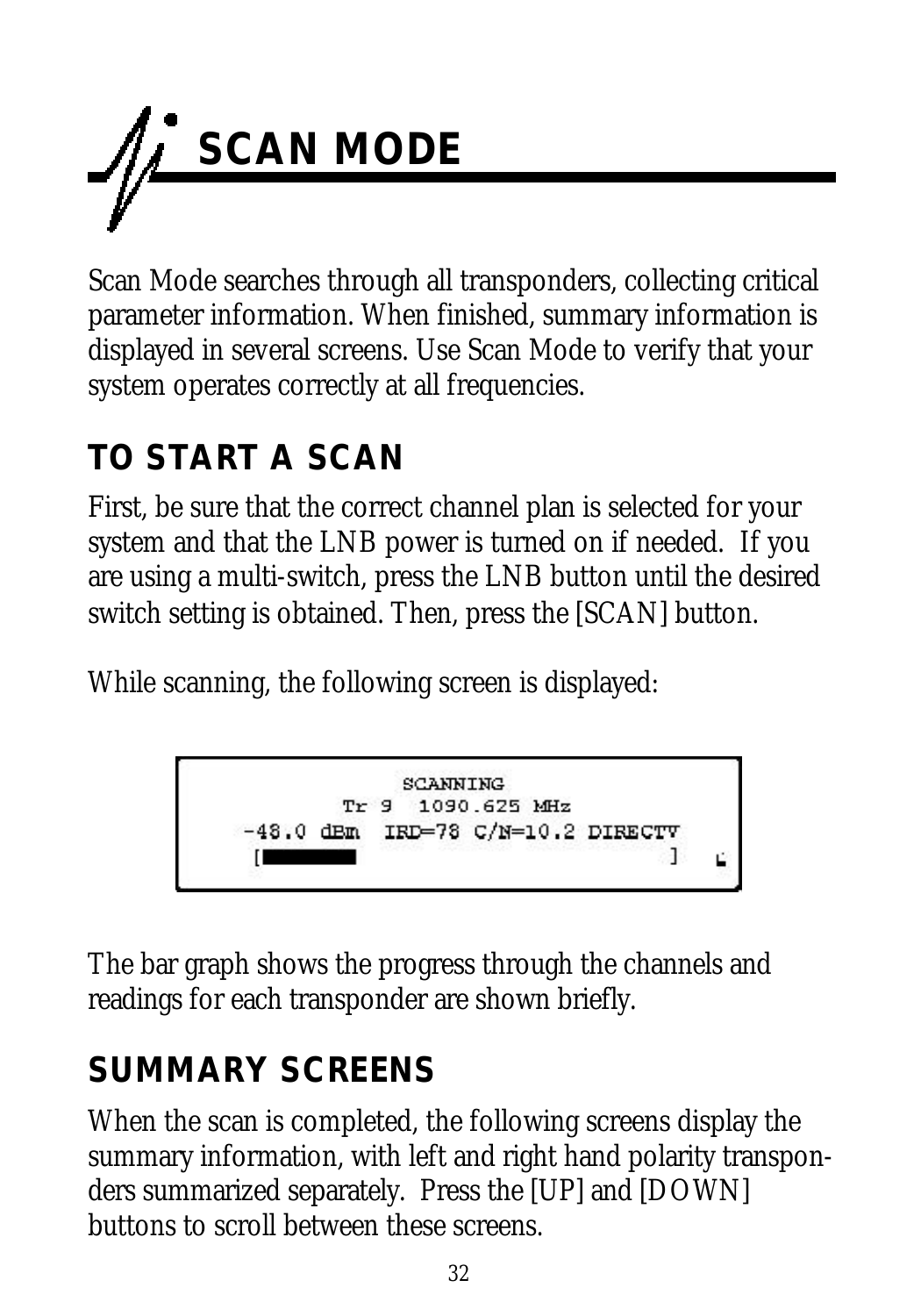# SCAN MODE

Scan Mode searches through all transponders, collecting critical parameter information. When finished, summary information is displayed in several screens. Use Scan Mode to verify that your system operates correctly at all frequencies.

## TO START A SCAN

First, be sure that the correct channel plan is selected for your system and that the LNB power is turned on if needed. If you are using a multi-switch, press the LNB button until the desired switch setting is obtained. Then, press the [SCAN] button.

While scanning, the following screen is displayed:

```
            SCANNING
        Tr 9  1090.625 MHz
-48.0 dBm  IRD=78 C/N=10.2 DIRECTV
[██████                        ]
```

The bar graph shows the progress through the channels and readings for each transponder are shown briefly.

## SUMMARY SCREENS

When the scan is completed, the following screens display the summary information, with left and right hand polarity transponders summarized separately. Press the [UP] and [DOWN] buttons to scroll between these screens.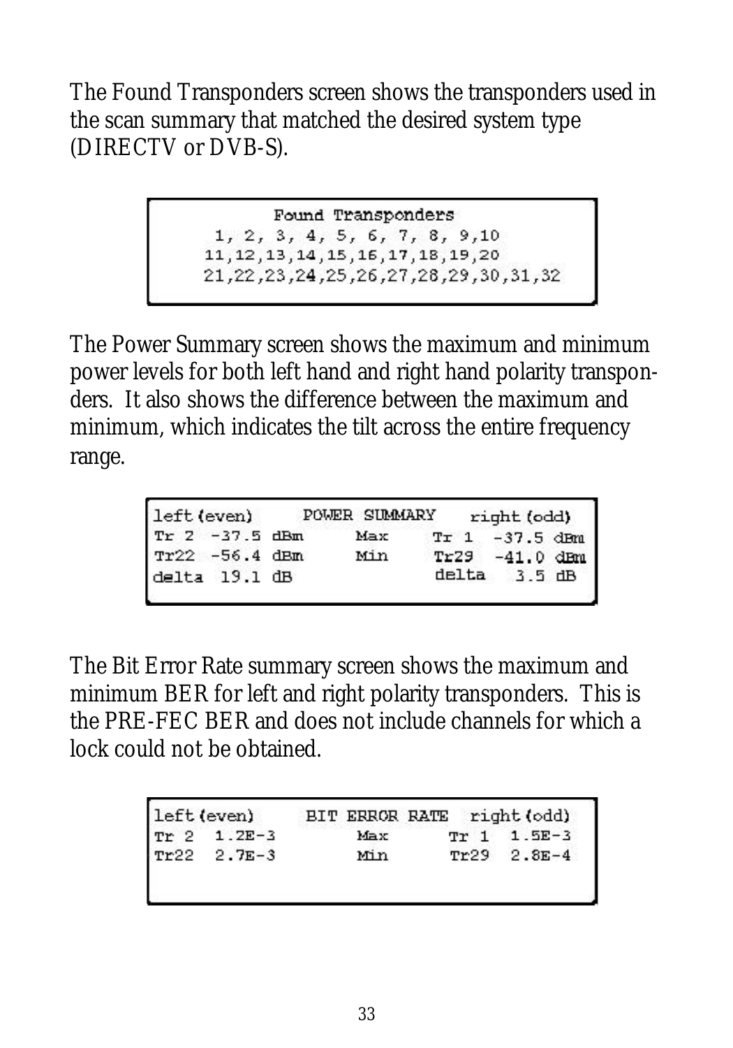The Found Transponders screen shows the transponders used in the scan summary that matched the desired system type (DIRECTV or DVB-S).

```
        Found Transponders
 1, 2, 3, 4, 5, 6, 7, 8, 9,10
11,12,13,14,15,16,17,18,19,20
21,22,23,24,25,26,27,28,29,30,31,32
```

The Power Summary screen shows the maximum and minimum power levels for both left hand and right hand polarity transponders. It also shows the difference between the maximum and minimum, which indicates the tilt across the entire frequency range.

```
left(even)      POWER SUMMARY    right(odd)
Tr 2  -37.5 dBm      Max      Tr 1  -37.5 dBm
Tr22  -56.4 dBm      Min      Tr29  -41.0 dBm
delta  19.1 dB                delta   3.5 dB
```

The Bit Error Rate summary screen shows the maximum and minimum BER for left and right polarity transponders. This is the PRE-FEC BER and does not include channels for which a lock could not be obtained.

```
left(even)    BIT ERROR RATE   right(odd)
Tr 2  1.2E-3       Max        Tr 1  1.5E-3
Tr22  2.7E-3       Min        Tr29  2.8E-4
```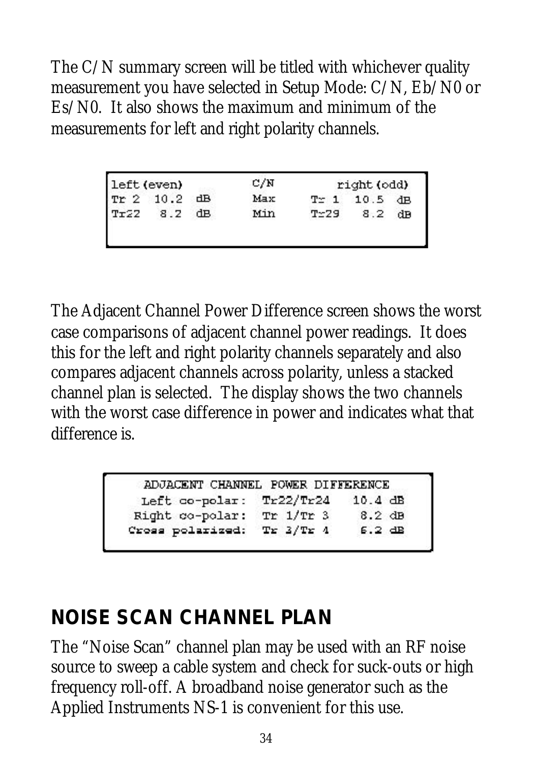The C/N summary screen will be titled with whichever quality measurement you have selected in Setup Mode: C/N, Eb/N0 or Es/N0. It also shows the maximum and minimum of the measurements for left and right polarity channels.

| left (even) | C/N | right (odd) |
|---|---|---|
| Tr 2 10.2 dB | Max | Tr 1 10.5 dB |
| Tr22 8.2 dB | Min | Tr29 8.2 dB |

The Adjacent Channel Power Difference screen shows the worst case comparisons of adjacent channel power readings. It does this for the left and right polarity channels separately and also compares adjacent channels across polarity, unless a stacked channel plan is selected. The display shows the two channels with the worst case difference in power and indicates what that difference is.

| ADJACENT CHANNEL POWER DIFFERENCE | | |
|---|---|---|
| Left co-polar: | Tr22/Tr24 | 10.4 dB |
| Right co-polar: | Tr 1/Tr 3 | 8.2 dB |
| Cross polarized: | Tr 3/Tr 4 | 6.2 dB |

## NOISE SCAN CHANNEL PLAN

The "Noise Scan" channel plan may be used with an RF noise source to sweep a cable system and check for suck-outs or high frequency roll-off. A broadband noise generator such as the Applied Instruments NS-1 is convenient for this use.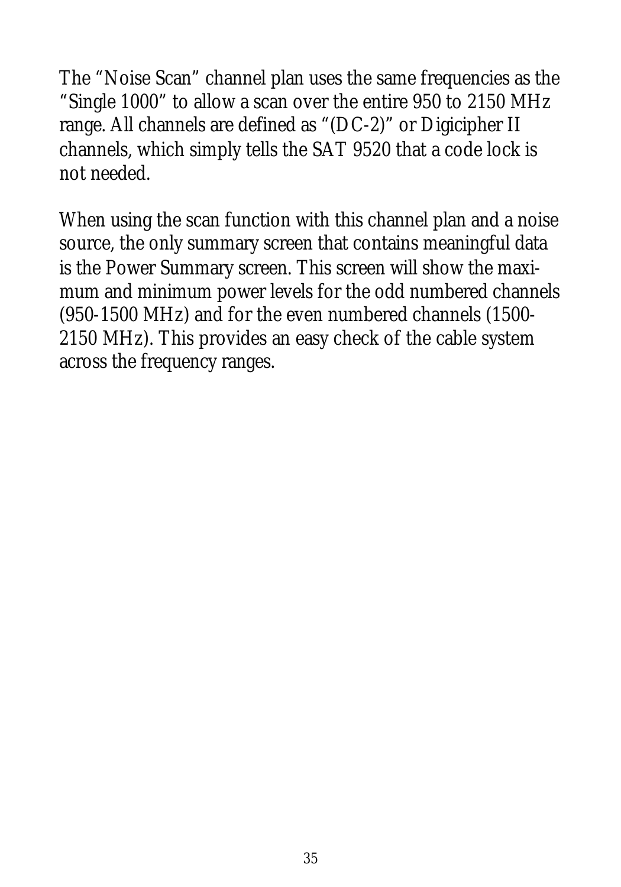The “Noise Scan” channel plan uses the same frequencies as the “Single 1000” to allow a scan over the entire 950 to 2150 MHz range. All channels are defined as “(DC-2)” or Digicipher II channels, which simply tells the SAT 9520 that a code lock is not needed.

When using the scan function with this channel plan and a noise source, the only summary screen that contains meaningful data is the Power Summary screen. This screen will show the maximum and minimum power levels for the odd numbered channels (950-1500 MHz) and for the even numbered channels (1500-2150 MHz). This provides an easy check of the cable system across the frequency ranges.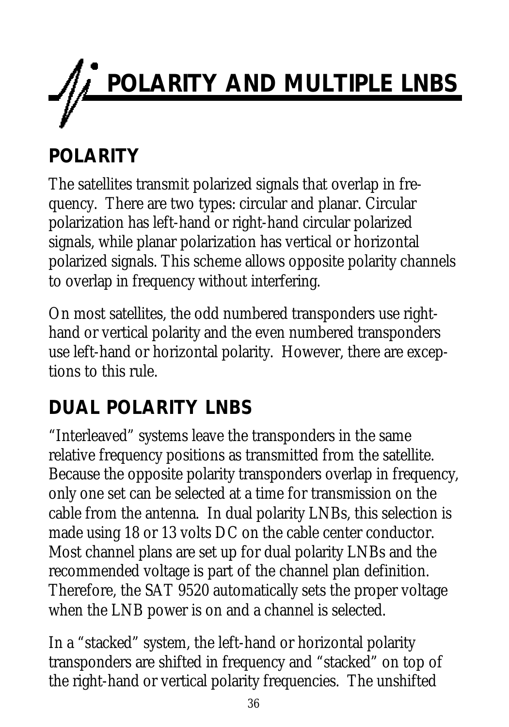# POLARITY AND MULTIPLE LNBS

## POLARITY

The satellites transmit polarized signals that overlap in frequency. There are two types: circular and planar. Circular polarization has left-hand or right-hand circular polarized signals, while planar polarization has vertical or horizontal polarized signals. This scheme allows opposite polarity channels to overlap in frequency without interfering.

On most satellites, the odd numbered transponders use right-hand or vertical polarity and the even numbered transponders use left-hand or horizontal polarity. However, there are exceptions to this rule.

## DUAL POLARITY LNBS

"Interleaved" systems leave the transponders in the same relative frequency positions as transmitted from the satellite. Because the opposite polarity transponders overlap in frequency, only one set can be selected at a time for transmission on the cable from the antenna. In dual polarity LNBs, this selection is made using 18 or 13 volts DC on the cable center conductor. Most channel plans are set up for dual polarity LNBs and the recommended voltage is part of the channel plan definition. Therefore, the SAT 9520 automatically sets the proper voltage when the LNB power is on and a channel is selected.

In a "stacked" system, the left-hand or horizontal polarity transponders are shifted in frequency and "stacked" on top of the right-hand or vertical polarity frequencies. The unshifted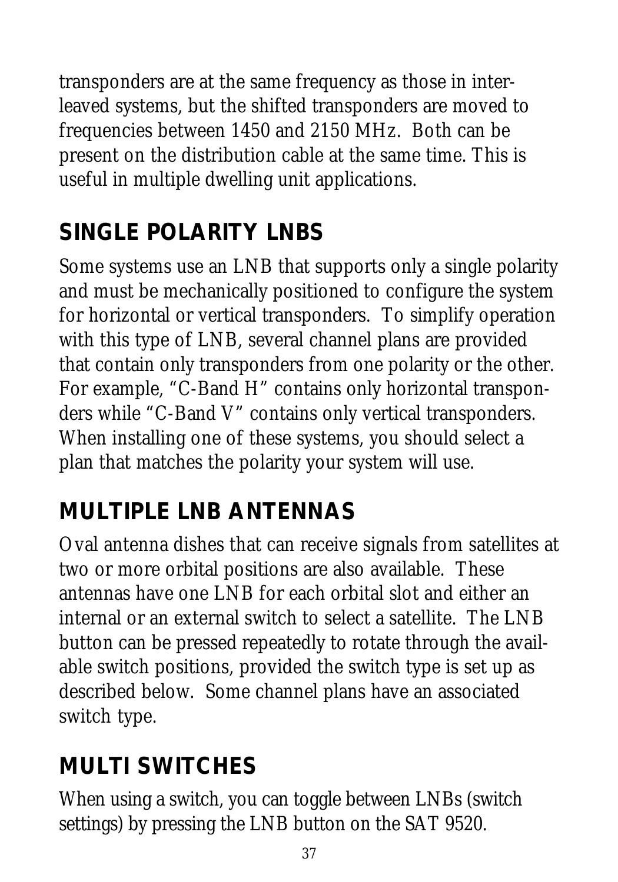transponders are at the same frequency as those in interleaved systems, but the shifted transponders are moved to frequencies between 1450 and 2150 MHz. Both can be present on the distribution cable at the same time. This is useful in multiple dwelling unit applications.

## SINGLE POLARITY LNBS

Some systems use an LNB that supports only a single polarity and must be mechanically positioned to configure the system for horizontal or vertical transponders. To simplify operation with this type of LNB, several channel plans are provided that contain only transponders from one polarity or the other. For example, “C-Band H” contains only horizontal transponders while “C-Band V” contains only vertical transponders. When installing one of these systems, you should select a plan that matches the polarity your system will use.

## MULTIPLE LNB ANTENNAS

Oval antenna dishes that can receive signals from satellites at two or more orbital positions are also available. These antennas have one LNB for each orbital slot and either an internal or an external switch to select a satellite. The LNB button can be pressed repeatedly to rotate through the available switch positions, provided the switch type is set up as described below. Some channel plans have an associated switch type.

## MULTI SWITCHES

When using a switch, you can toggle between LNBs (switch settings) by pressing the LNB button on the SAT 9520.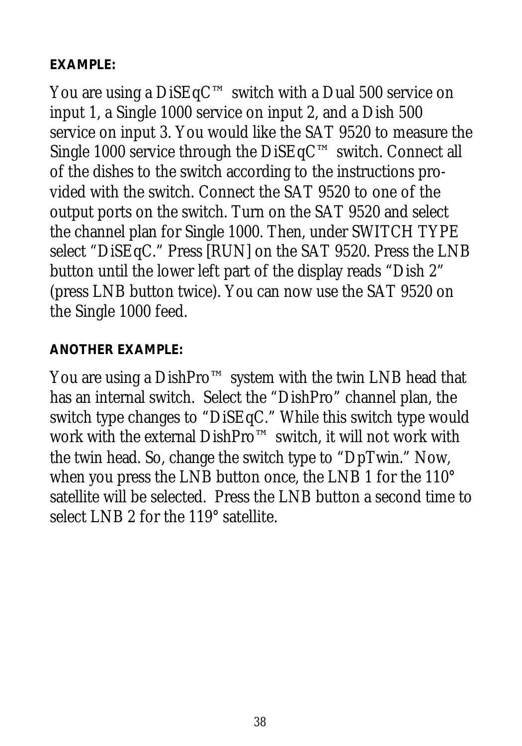**EXAMPLE:**

You are using a DiSEqC™ switch with a Dual 500 service on input 1, a Single 1000 service on input 2, and a Dish 500 service on input 3. You would like the SAT 9520 to measure the Single 1000 service through the DiSEqC™ switch. Connect all of the dishes to the switch according to the instructions provided with the switch. Connect the SAT 9520 to one of the output ports on the switch. Turn on the SAT 9520 and select the channel plan for Single 1000. Then, under SWITCH TYPE select "DiSEqC." Press [RUN] on the SAT 9520. Press the LNB button until the lower left part of the display reads "Dish 2" (press LNB button twice). You can now use the SAT 9520 on the Single 1000 feed.

**ANOTHER EXAMPLE:**

You are using a DishPro™ system with the twin LNB head that has an internal switch. Select the "DishPro" channel plan, the switch type changes to "DiSEqC." While this switch type would work with the external DishPro™ switch, it will not work with the twin head. So, change the switch type to "DpTwin." Now, when you press the LNB button once, the LNB 1 for the 110° satellite will be selected. Press the LNB button a second time to select LNB 2 for the 119° satellite.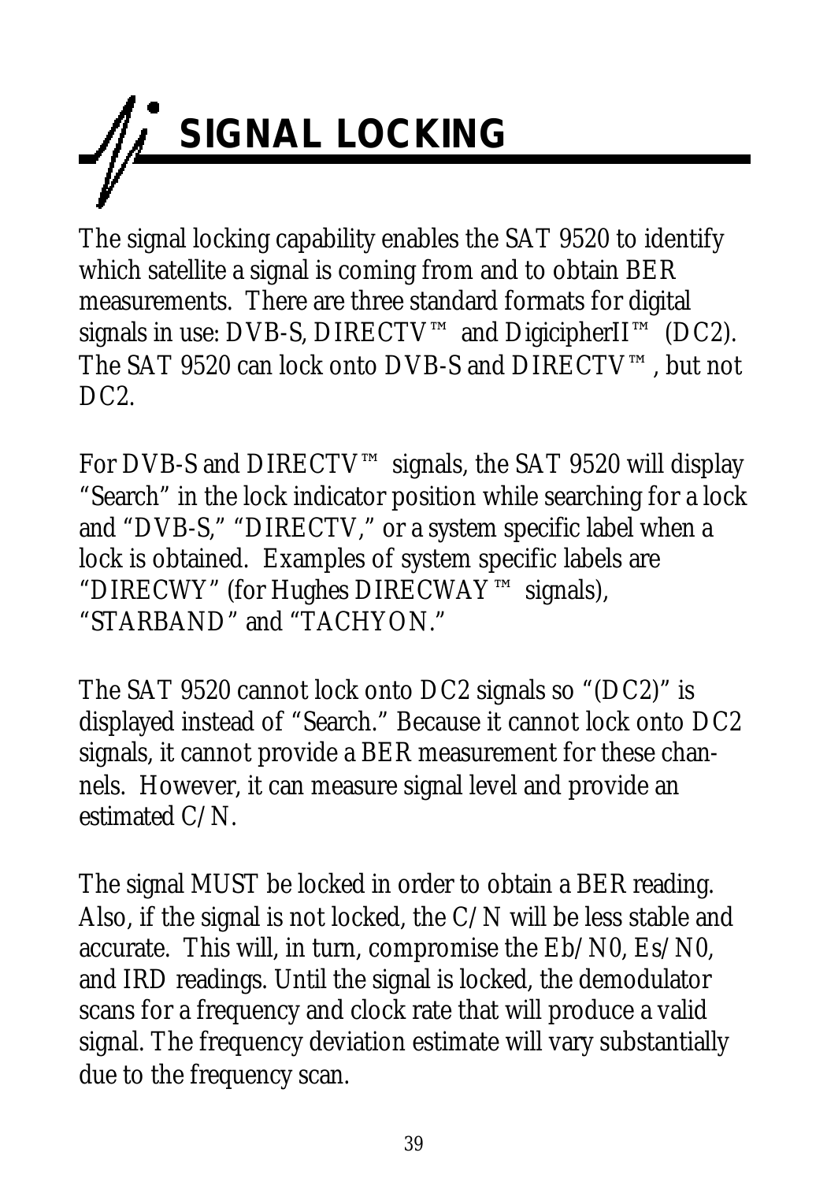# SIGNAL LOCKING

The signal locking capability enables the SAT 9520 to identify which satellite a signal is coming from and to obtain BER measurements. There are three standard formats for digital signals in use: DVB-S, DIRECTV™ and DigicipherII™ (DC2). The SAT 9520 can lock onto DVB-S and DIRECTV™, but not DC2.

For DVB-S and DIRECTV™ signals, the SAT 9520 will display "Search" in the lock indicator position while searching for a lock and "DVB-S," "DIRECTV," or a system specific label when a lock is obtained. Examples of system specific labels are "DIRECWY" (for Hughes DIRECWAY™ signals), "STARBAND" and "TACHYON."

The SAT 9520 cannot lock onto DC2 signals so "(DC2)" is displayed instead of "Search." Because it cannot lock onto DC2 signals, it cannot provide a BER measurement for these channels. However, it can measure signal level and provide an estimated C/N.

The signal MUST be locked in order to obtain a BER reading. Also, if the signal is not locked, the C/N will be less stable and accurate. This will, in turn, compromise the Eb/N0, Es/N0, and IRD readings. Until the signal is locked, the demodulator scans for a frequency and clock rate that will produce a valid signal. The frequency deviation estimate will vary substantially due to the frequency scan.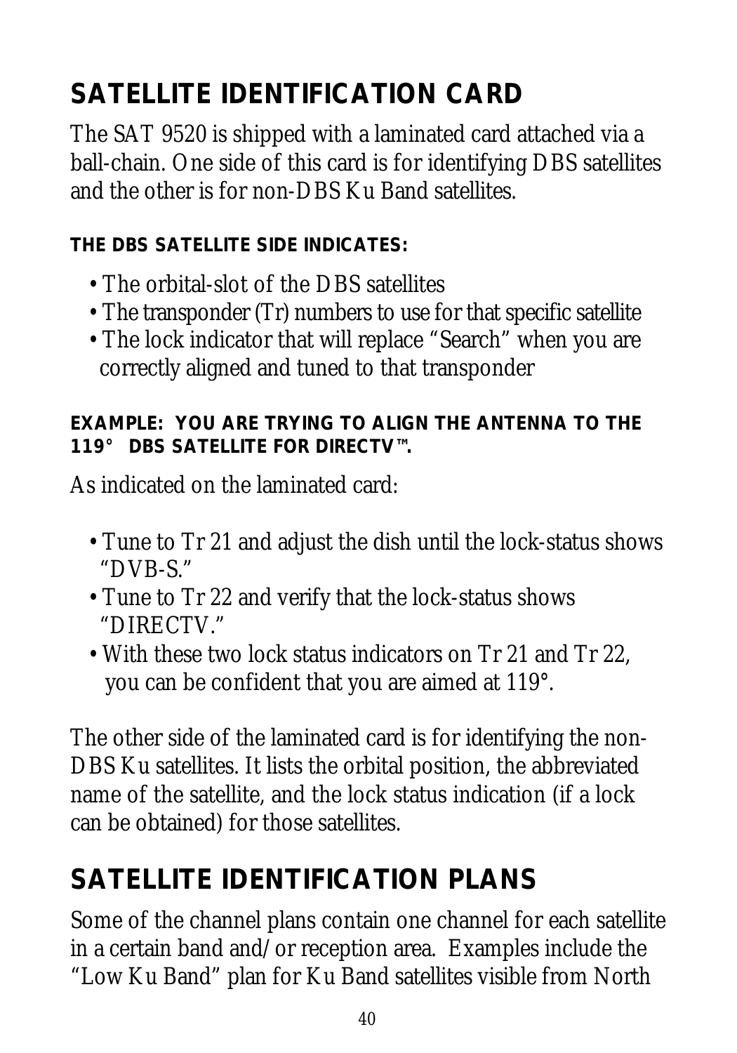## SATELLITE IDENTIFICATION CARD

The SAT 9520 is shipped with a laminated card attached via a ball-chain. One side of this card is for identifying DBS satellites and the other is for non-DBS Ku Band satellites.

#### THE DBS SATELLITE SIDE INDICATES:

- The orbital-slot of the DBS satellites
- The transponder (Tr) numbers to use for that specific satellite
- The lock indicator that will replace "Search" when you are correctly aligned and tuned to that transponder

#### EXAMPLE: YOU ARE TRYING TO ALIGN THE ANTENNA TO THE 119° DBS SATELLITE FOR DIRECTV™.

As indicated on the laminated card:

- Tune to Tr 21 and adjust the dish until the lock-status shows "DVB-S."
- Tune to Tr 22 and verify that the lock-status shows "DIRECTV."
- With these two lock status indicators on Tr 21 and Tr 22, you can be confident that you are aimed at 119°.

The other side of the laminated card is for identifying the non-DBS Ku satellites. It lists the orbital position, the abbreviated name of the satellite, and the lock status indication (if a lock can be obtained) for those satellites.

## SATELLITE IDENTIFICATION PLANS

Some of the channel plans contain one channel for each satellite in a certain band and/or reception area. Examples include the "Low Ku Band" plan for Ku Band satellites visible from North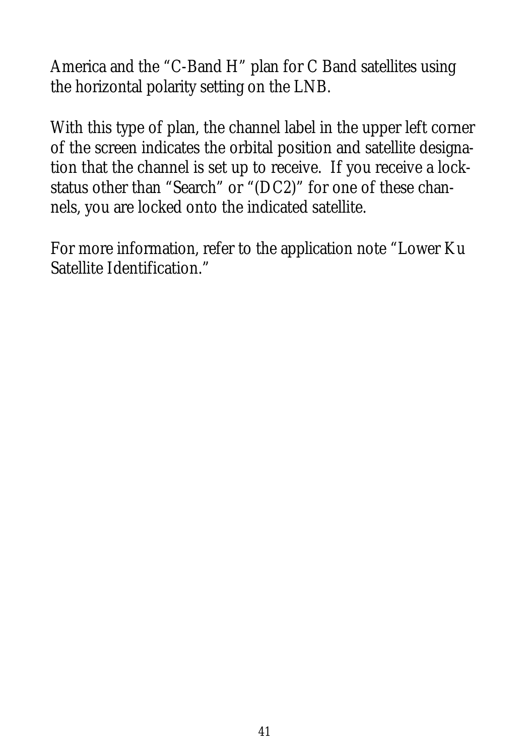America and the “C-Band H” plan for C Band satellites using the horizontal polarity setting on the LNB.

With this type of plan, the channel label in the upper left corner of the screen indicates the orbital position and satellite designation that the channel is set up to receive. If you receive a lock-status other than “Search” or “(DC2)” for one of these channels, you are locked onto the indicated satellite.

For more information, refer to the application note “Lower Ku Satellite Identification.”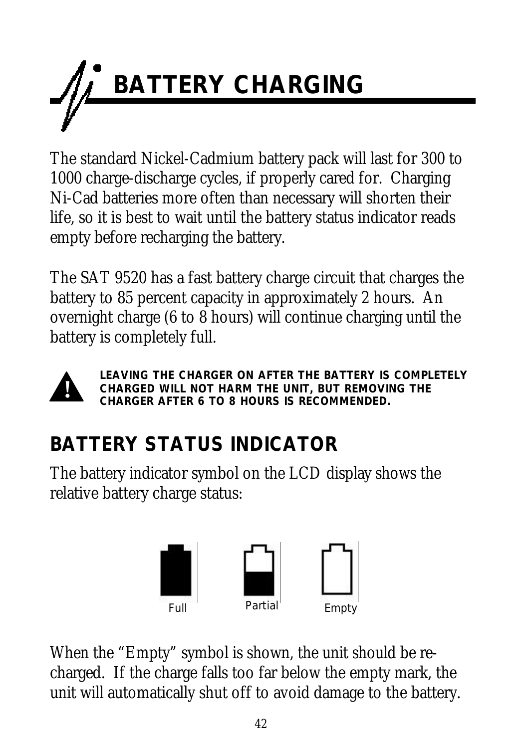# BATTERY CHARGING

The standard Nickel-Cadmium battery pack will last for 300 to 1000 charge-discharge cycles, if properly cared for. Charging Ni-Cad batteries more often than necessary will shorten their life, so it is best to wait until the battery status indicator reads empty before recharging the battery.

The SAT 9520 has a fast battery charge circuit that charges the battery to 85 percent capacity in approximately 2 hours. An overnight charge (6 to 8 hours) will continue charging until the battery is completely full.

**LEAVING THE CHARGER ON AFTER THE BATTERY IS COMPLETELY CHARGED WILL NOT HARM THE UNIT, BUT REMOVING THE CHARGER AFTER 6 TO 8 HOURS IS RECOMMENDED.**

## BATTERY STATUS INDICATOR

The battery indicator symbol on the LCD display shows the relative battery charge status:

Full Partial Empty

When the "Empty" symbol is shown, the unit should be re-charged. If the charge falls too far below the empty mark, the unit will automatically shut off to avoid damage to the battery.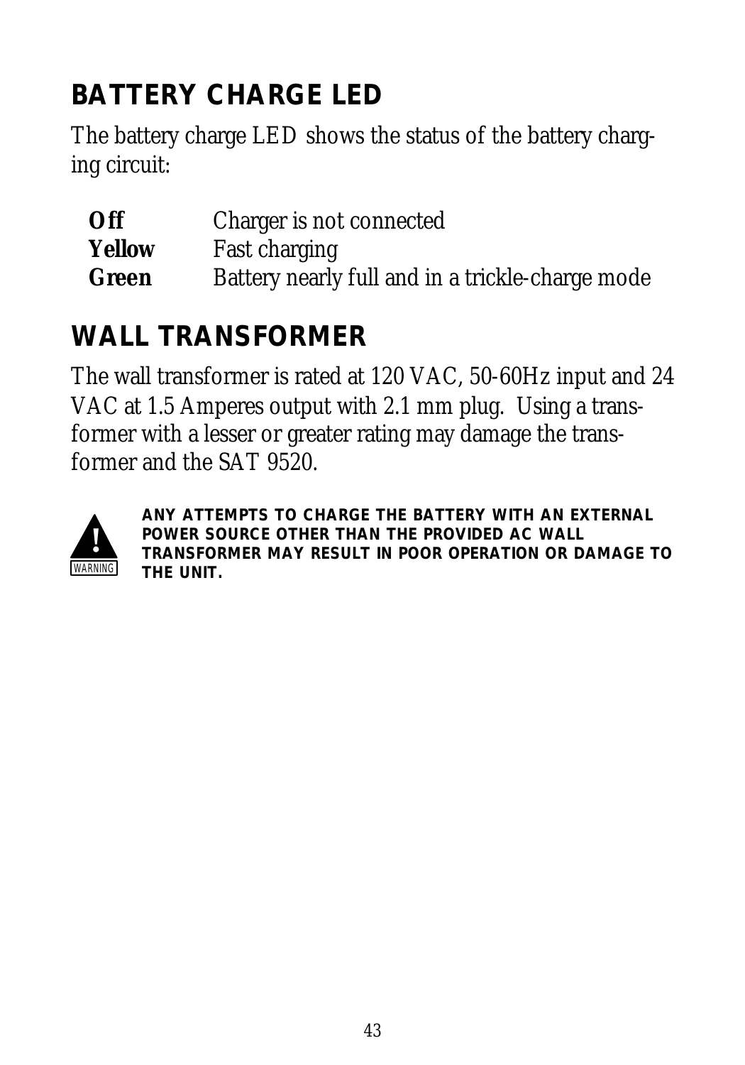## BATTERY CHARGE LED

The battery charge LED shows the status of the battery charging circuit:

| | |
|---|---|
| **Off** | Charger is not connected |
| **Yellow** | Fast charging |
| **Green** | Battery nearly full and in a trickle-charge mode |

## WALL TRANSFORMER

The wall transformer is rated at 120 VAC, 50-60Hz input and 24 VAC at 1.5 Amperes output with 2.1 mm plug. Using a transformer with a lesser or greater rating may damage the transformer and the SAT 9520.

WARNING

**ANY ATTEMPTS TO CHARGE THE BATTERY WITH AN EXTERNAL POWER SOURCE OTHER THAN THE PROVIDED AC WALL TRANSFORMER MAY RESULT IN POOR OPERATION OR DAMAGE TO THE UNIT.**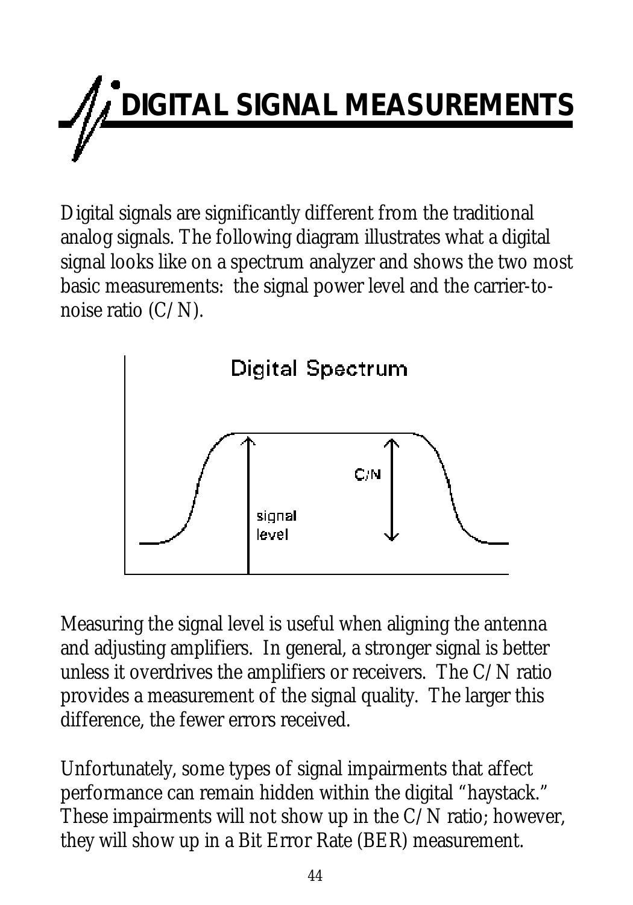# DIGITAL SIGNAL MEASUREMENTS

Digital signals are significantly different from the traditional analog signals. The following diagram illustrates what a digital signal looks like on a spectrum analyzer and shows the two most basic measurements: the signal power level and the carrier-to-noise ratio (C/N).

Measuring the signal level is useful when aligning the antenna and adjusting amplifiers. In general, a stronger signal is better unless it overdrives the amplifiers or receivers. The C/N ratio provides a measurement of the signal quality. The larger this difference, the fewer errors received.

Unfortunately, some types of signal impairments that affect performance can remain hidden within the digital "haystack." These impairments will not show up in the C/N ratio; however, they will show up in a Bit Error Rate (BER) measurement.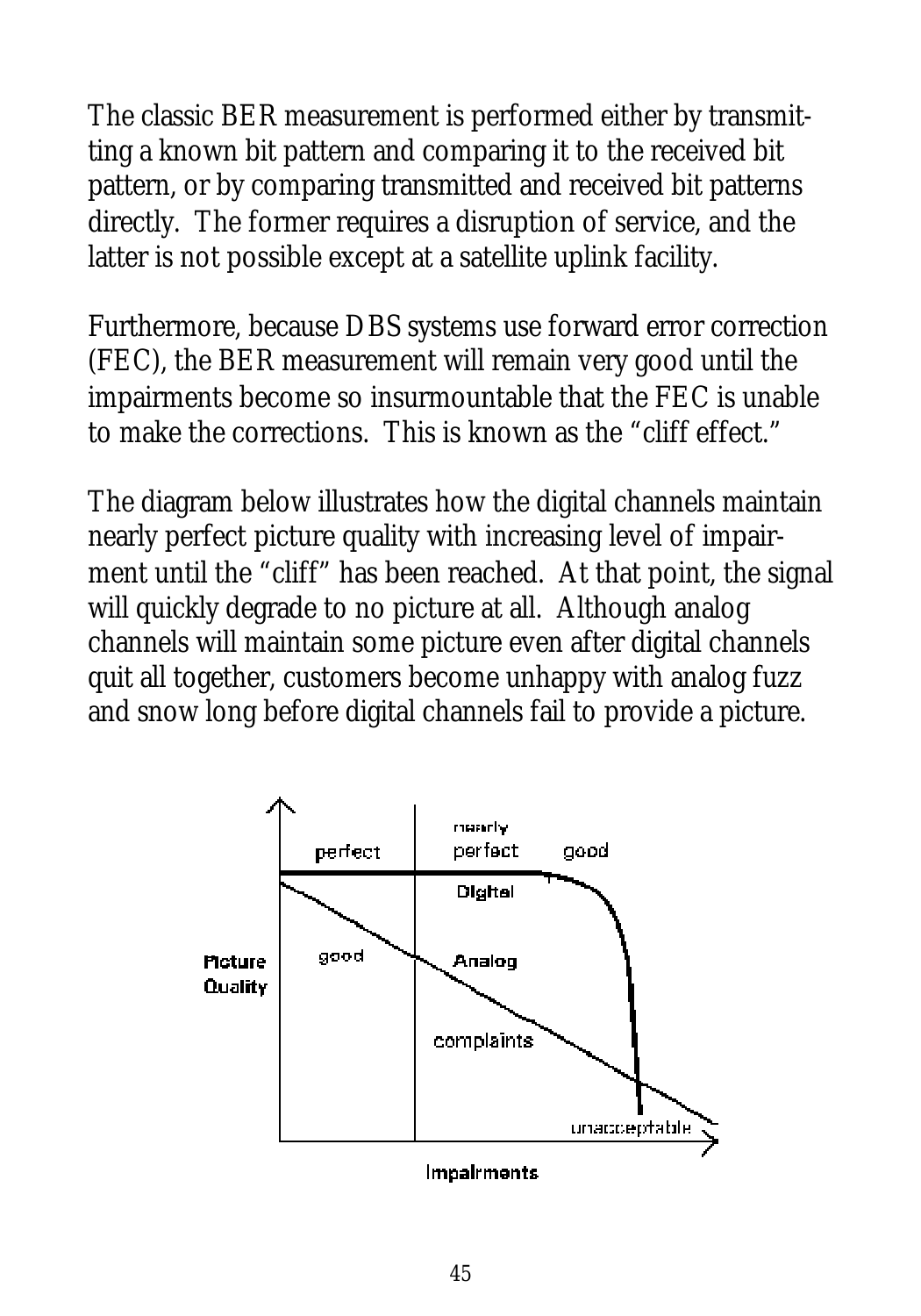The classic BER measurement is performed either by transmitting a known bit pattern and comparing it to the received bit pattern, or by comparing transmitted and received bit patterns directly. The former requires a disruption of service, and the latter is not possible except at a satellite uplink facility.

Furthermore, because DBS systems use forward error correction (FEC), the BER measurement will remain very good until the impairments become so insurmountable that the FEC is unable to make the corrections. This is known as the "cliff effect."

The diagram below illustrates how the digital channels maintain nearly perfect picture quality with increasing level of impairment until the "cliff" has been reached. At that point, the signal will quickly degrade to no picture at all. Although analog channels will maintain some picture even after digital channels quit all together, customers become unhappy with analog fuzz and snow long before digital channels fail to provide a picture.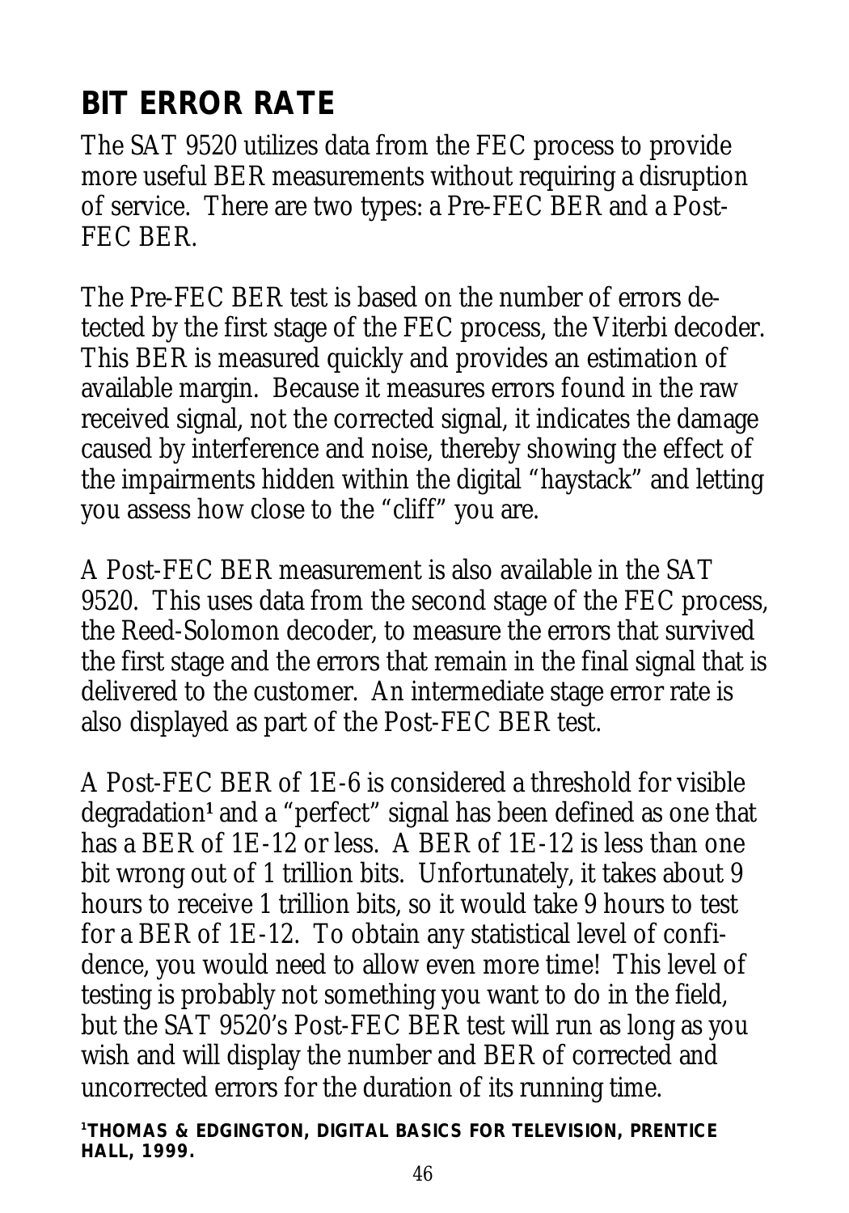## BIT ERROR RATE

The SAT 9520 utilizes data from the FEC process to provide more useful BER measurements without requiring a disruption of service. There are two types: a Pre-FEC BER and a Post-FEC BER.

The Pre-FEC BER test is based on the number of errors detected by the first stage of the FEC process, the Viterbi decoder. This BER is measured quickly and provides an estimation of available margin. Because it measures errors found in the raw received signal, not the corrected signal, it indicates the damage caused by interference and noise, thereby showing the effect of the impairments hidden within the digital "haystack" and letting you assess how close to the "cliff" you are.

A Post-FEC BER measurement is also available in the SAT 9520. This uses data from the second stage of the FEC process, the Reed-Solomon decoder, to measure the errors that survived the first stage and the errors that remain in the final signal that is delivered to the customer. An intermediate stage error rate is also displayed as part of the Post-FEC BER test.

A Post-FEC BER of 1E-6 is considered a threshold for visible degradation[1] and a "perfect" signal has been defined as one that has a BER of 1E-12 or less. A BER of 1E-12 is less than one bit wrong out of 1 trillion bits. Unfortunately, it takes about 9 hours to receive 1 trillion bits, so it would take 9 hours to test for a BER of 1E-12. To obtain any statistical level of confidence, you would need to allow even more time! This level of testing is probably not something you want to do in the field, but the SAT 9520's Post-FEC BER test will run as long as you wish and will display the number and BER of corrected and uncorrected errors for the duration of its running time.

[1]**THOMAS & EDGINGTON, DIGITAL BASICS FOR TELEVISION, PRENTICE HALL, 1999.**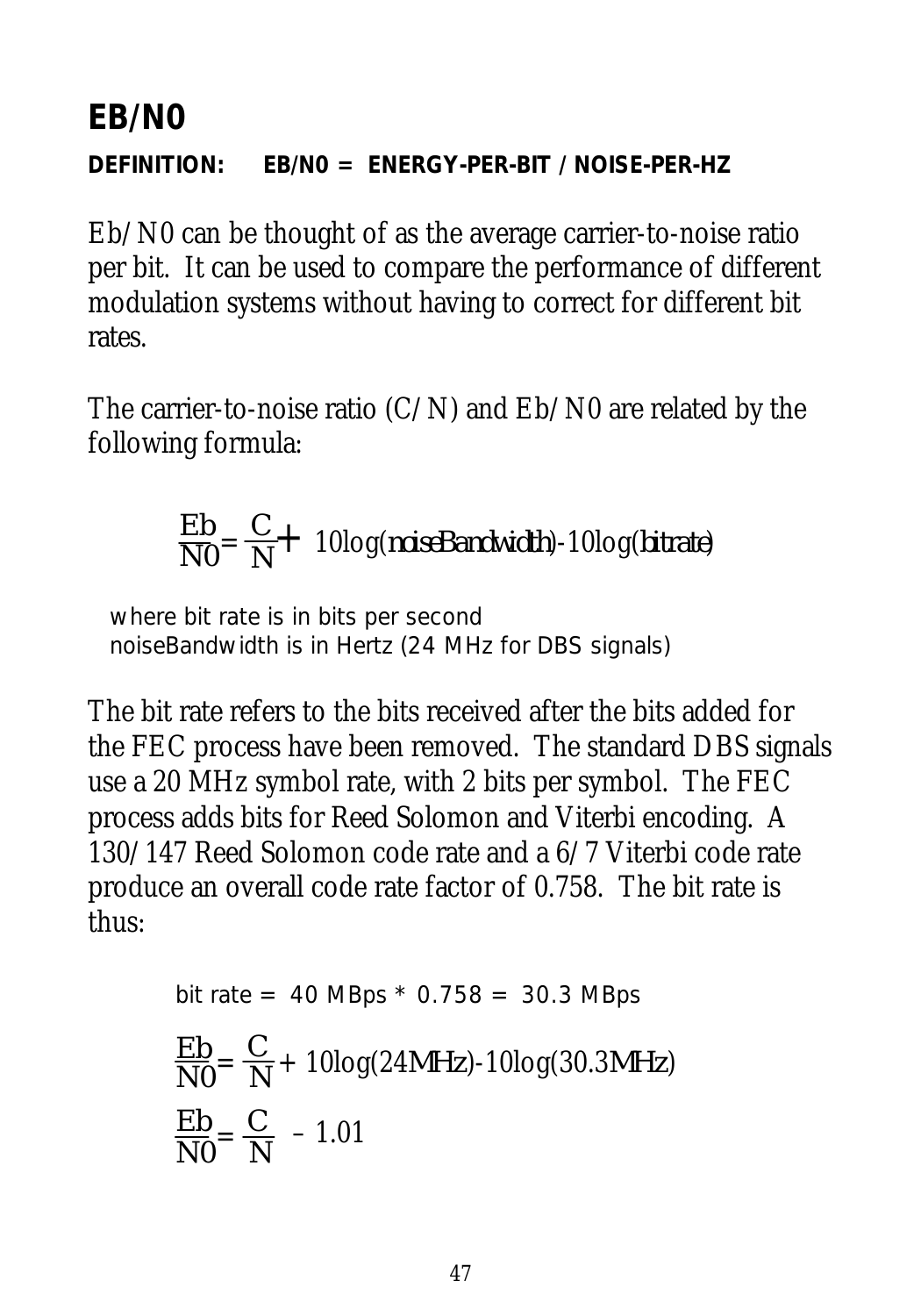# EB/N0

**DEFINITION: EB/N0 = ENERGY-PER-BIT / NOISE-PER-HZ**

Eb/N0 can be thought of as the average carrier-to-noise ratio per bit. It can be used to compare the performance of different modulation systems without having to correct for different bit rates.

The carrier-to-noise ratio (C/N) and Eb/N0 are related by the following formula:

$$\frac{Eb}{N0} = \frac{C}{N} + 10\log(noiseBandwidth) - 10\log(bitrate)$$

where bit rate is in bits per second
noiseBandwidth is in Hertz (24 MHz for DBS signals)

The bit rate refers to the bits received after the bits added for the FEC process have been removed. The standard DBS signals use a 20 MHz symbol rate, with 2 bits per symbol. The FEC process adds bits for Reed Solomon and Viterbi encoding. A 130/147 Reed Solomon code rate and a 6/7 Viterbi code rate produce an overall code rate factor of 0.758. The bit rate is thus:

bit rate = 40 MBps * 0.758 = 30.3 MBps

$$\frac{Eb}{N0} = \frac{C}{N} + 10\log(24MHz) - 10\log(30.3MHz)$$

$$\frac{Eb}{N0} = \frac{C}{N} - 1.01$$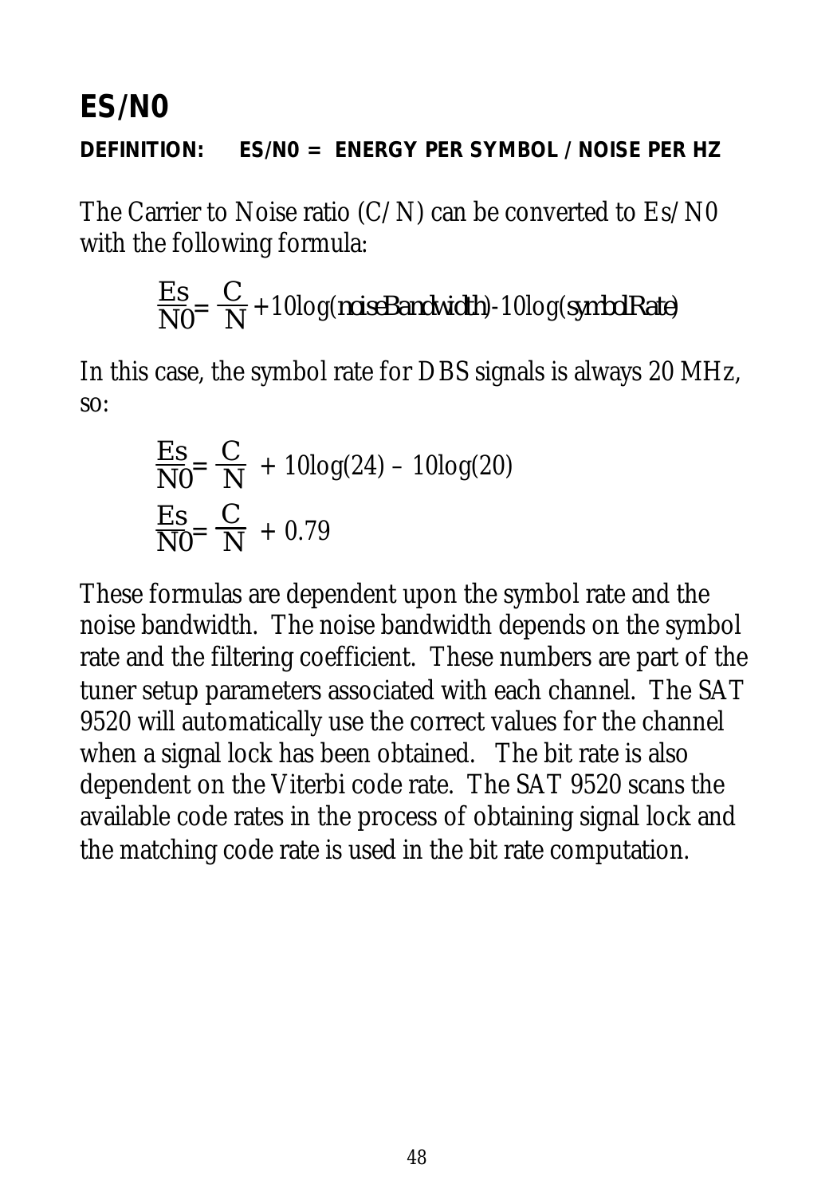# ES/N0

**DEFINITION: ES/N0 = ENERGY PER SYMBOL / NOISE PER HZ**

The Carrier to Noise ratio (C/N) can be converted to Es/N0 with the following formula:

$$\frac{Es}{N0} = \frac{C}{N} + 10\log(noiseBandwidth) - 10\log(symbolRate)$$

In this case, the symbol rate for DBS signals is always 20 MHz, so:

$$\frac{Es}{N0} = \frac{C}{N} + 10\log(24) - 10\log(20)$$

$$\frac{Es}{N0} = \frac{C}{N} + 0.79$$

These formulas are dependent upon the symbol rate and the noise bandwidth. The noise bandwidth depends on the symbol rate and the filtering coefficient. These numbers are part of the tuner setup parameters associated with each channel. The SAT 9520 will automatically use the correct values for the channel when a signal lock has been obtained. The bit rate is also dependent on the Viterbi code rate. The SAT 9520 scans the available code rates in the process of obtaining signal lock and the matching code rate is used in the bit rate computation.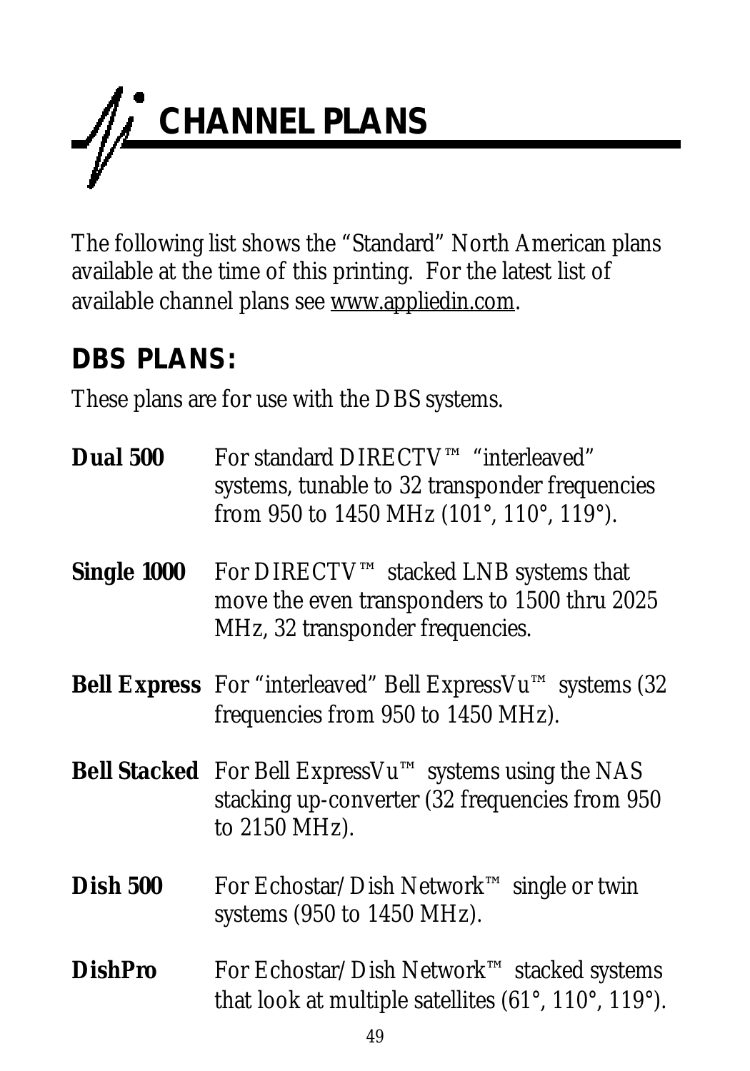# CHANNEL PLANS

The following list shows the "Standard" North American plans available at the time of this printing. For the latest list of available channel plans see www.appliedin.com.

## DBS PLANS:

These plans are for use with the DBS systems.

**Dual 500** For standard DIRECTV™ "interleaved" systems, tunable to 32 transponder frequencies from 950 to 1450 MHz (101°, 110°, 119°).

**Single 1000** For DIRECTV™ stacked LNB systems that move the even transponders to 1500 thru 2025 MHz, 32 transponder frequencies.

**Bell Express** For "interleaved" Bell ExpressVu™ systems (32 frequencies from 950 to 1450 MHz).

**Bell Stacked** For Bell ExpressVu™ systems using the NAS stacking up-converter (32 frequencies from 950 to 2150 MHz).

**Dish 500** For Echostar/Dish Network™ single or twin systems (950 to 1450 MHz).

**DishPro** For Echostar/Dish Network™ stacked systems that look at multiple satellites (61°, 110°, 119°).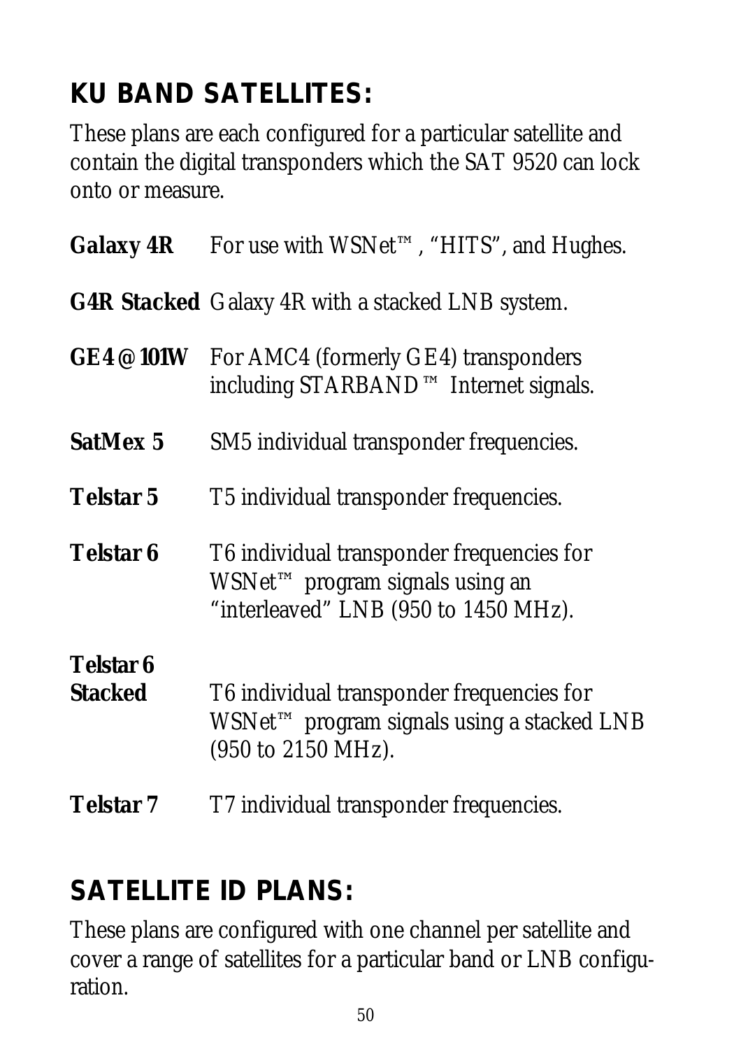## KU BAND SATELLITES:

These plans are each configured for a particular satellite and contain the digital transponders which the SAT 9520 can lock onto or measure.

**Galaxy 4R** For use with WSNet™, "HITS", and Hughes.

**G4R Stacked** Galaxy 4R with a stacked LNB system.

**GE4 @ 101W** For AMC4 (formerly GE4) transponders including STARBAND™ Internet signals.

**SatMex 5** SM5 individual transponder frequencies.

**Telstar 5** T5 individual transponder frequencies.

**Telstar 6** T6 individual transponder frequencies for WSNet™ program signals using an "interleaved" LNB (950 to 1450 MHz).

**Telstar 6 Stacked** T6 individual transponder frequencies for WSNet™ program signals using a stacked LNB (950 to 2150 MHz).

**Telstar 7** T7 individual transponder frequencies.

## SATELLITE ID PLANS:

These plans are configured with one channel per satellite and cover a range of satellites for a particular band or LNB configuration.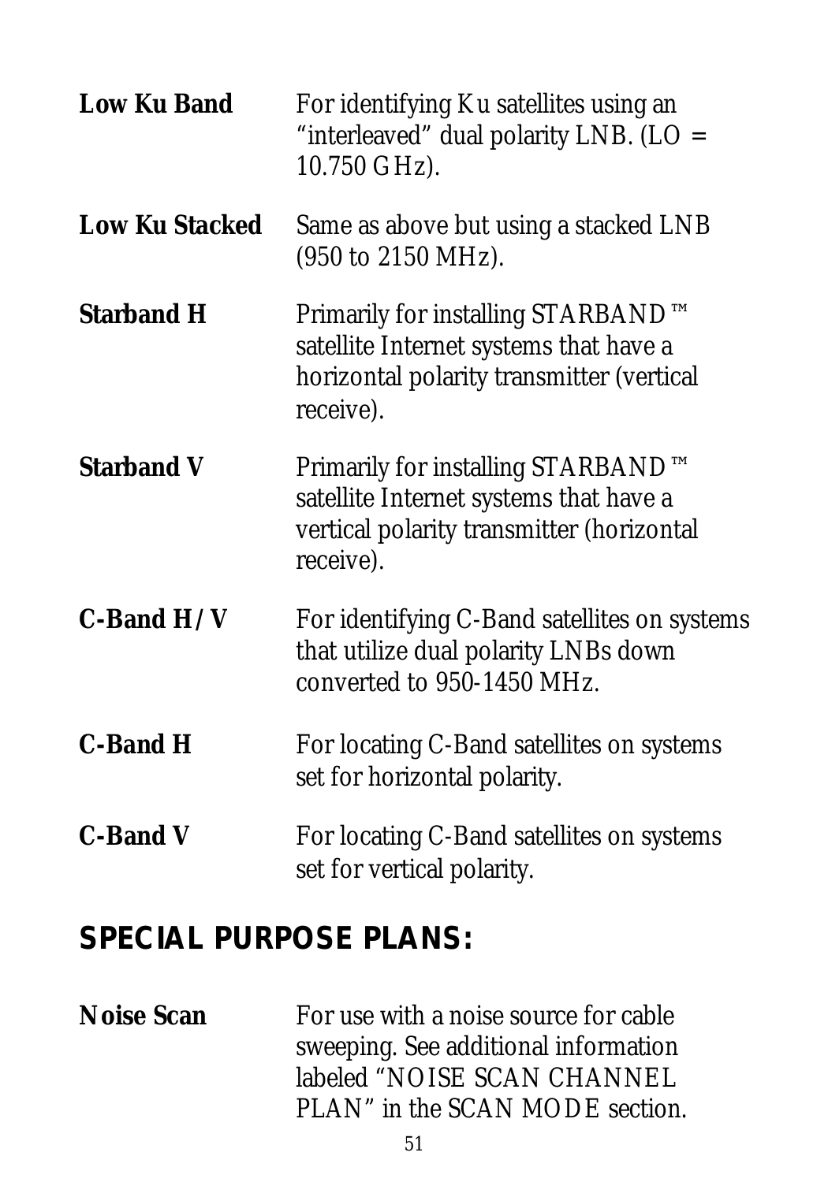**Low Ku Band** For identifying Ku satellites using an "interleaved" dual polarity LNB. (LO = 10.750 GHz).

**Low Ku Stacked** Same as above but using a stacked LNB (950 to 2150 MHz).

**Starband H** Primarily for installing STARBAND™ satellite Internet systems that have a horizontal polarity transmitter (vertical receive).

**Starband V** Primarily for installing STARBAND™ satellite Internet systems that have a vertical polarity transmitter (horizontal receive).

**C-Band H/V** For identifying C-Band satellites on systems that utilize dual polarity LNBs down converted to 950-1450 MHz.

**C-Band H** For locating C-Band satellites on systems set for horizontal polarity.

**C-Band V** For locating C-Band satellites on systems set for vertical polarity.

## SPECIAL PURPOSE PLANS:

**Noise Scan** For use with a noise source for cable sweeping. See additional information labeled "NOISE SCAN CHANNEL PLAN" in the SCAN MODE section.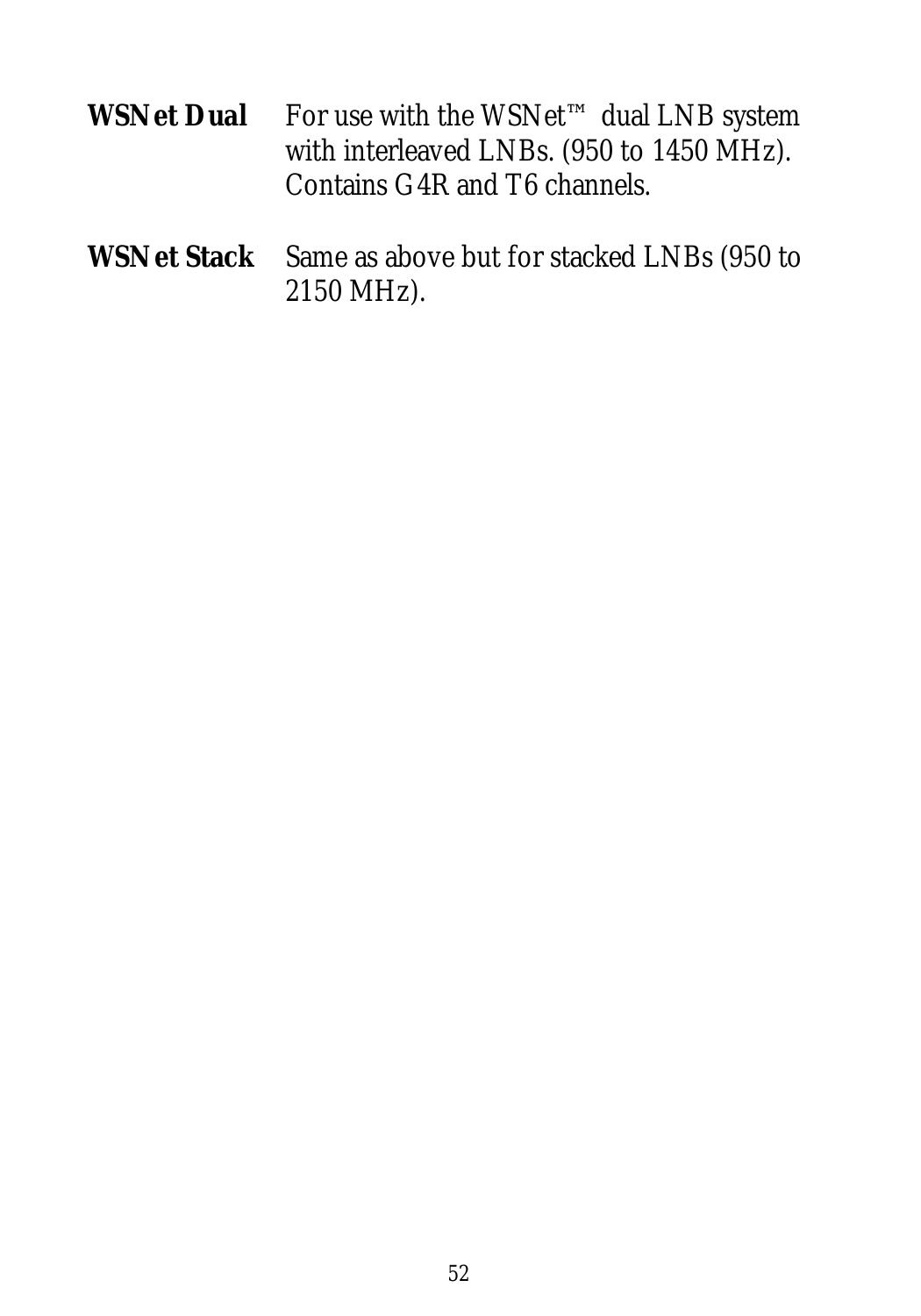**WSNet Dual** For use with the WSNet™ dual LNB system with interleaved LNBs. (950 to 1450 MHz). Contains G4R and T6 channels.

**WSNet Stack** Same as above but for stacked LNBs (950 to 2150 MHz).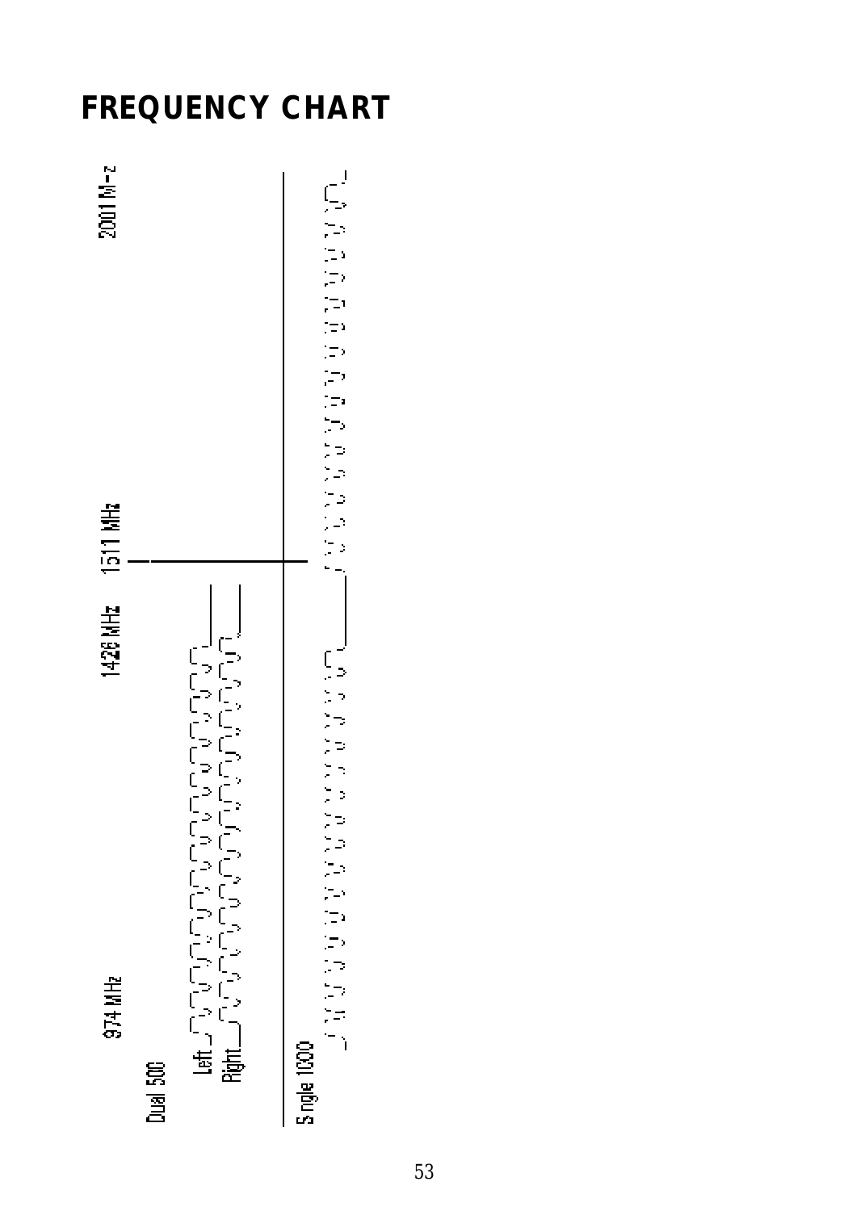# FREQUENCY CHART

974 MHz

1426 MHz

1511 MHz

2001 MHz

Dual 500

Left

Right

Single 1000